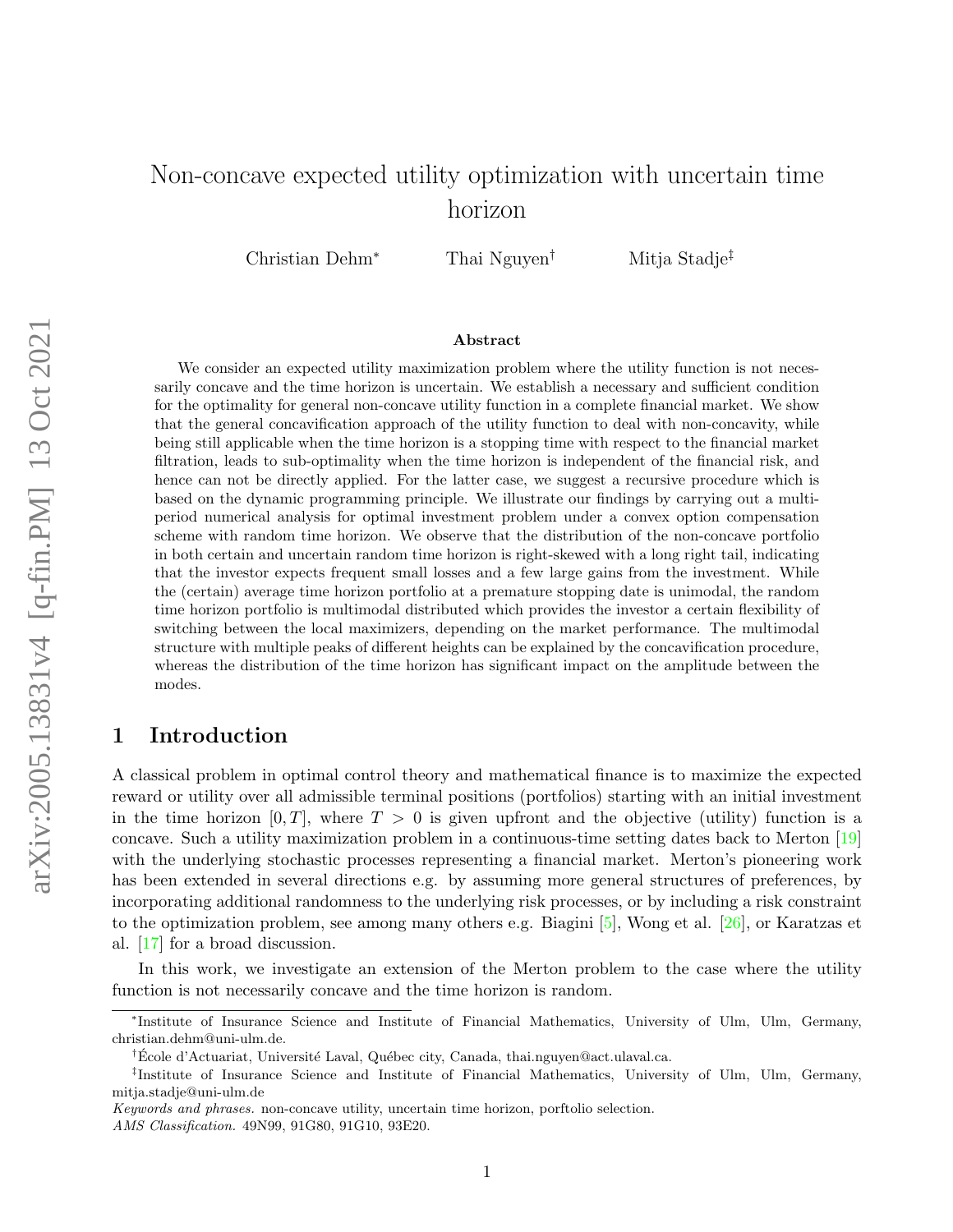# Non-concave expected utility optimization with uncertain time horizon

Christian Dehm[*] Thai Nguyen[†] Mitja Stadje[‡]

### Abstract

We consider an expected utility maximization problem where the utility function is not necessarily concave and the time horizon is uncertain. We establish a necessary and sufficient condition for the optimality for general non-concave utility function in a complete financial market. We show that the general concavification approach of the utility function to deal with non-concavity, while being still applicable when the time horizon is a stopping time with respect to the financial market filtration, leads to sub-optimality when the time horizon is independent of the financial risk, and hence can not be directly applied. For the latter case, we suggest a recursive procedure which is based on the dynamic programming principle. We illustrate our findings by carrying out a multi-period numerical analysis for optimal investment problem under a convex option compensation scheme with random time horizon. We observe that the distribution of the non-concave portfolio in both certain and uncertain random time horizon is right-skewed with a long right tail, indicating that the investor expects frequent small losses and a few large gains from the investment. While the (certain) average time horizon portfolio at a premature stopping date is unimodal, the random time horizon portfolio is multimodal distributed which provides the investor a certain flexibility of switching between the local maximizers, depending on the market performance. The multimodal structure with multiple peaks of different heights can be explained by the concavification procedure, whereas the distribution of the time horizon has significant impact on the amplitude between the modes.

## 1 Introduction

A classical problem in optimal control theory and mathematical finance is to maximize the expected reward or utility over all admissible terminal positions (portfolios) starting with an initial investment in the time horizon $[0, T]$, where $T > 0$ is given upfront and the objective (utility) function is a concave. Such a utility maximization problem in a continuous-time setting dates back to Merton [19] with the underlying stochastic processes representing a financial market. Merton's pioneering work has been extended in several directions e.g. by assuming more general structures of preferences, by incorporating additional randomness to the underlying risk processes, or by including a risk constraint to the optimization problem, see among many others e.g. Biagini [5], Wong et al. [26], or Karatzas et al. [17] for a broad discussion.

In this work, we investigate an extension of the Merton problem to the case where the utility function is not necessarily concave and the time horizon is random.

---

[*] Institute of Insurance Science and Institute of Financial Mathematics, University of Ulm, Ulm, Germany, christian.dehm@uni-ulm.de.

[†] École d'Actuariat, Université Laval, Québec city, Canada, thai.nguyen@act.ulaval.ca.

[‡] Institute of Insurance Science and Institute of Financial Mathematics, University of Ulm, Ulm, Germany, mitja.stadje@uni-ulm.de

*Keywords and phrases.* non-concave utility, uncertain time horizon, porftolio selection.

*AMS Classification.* 49N99, 91G80, 91G10, 93E20.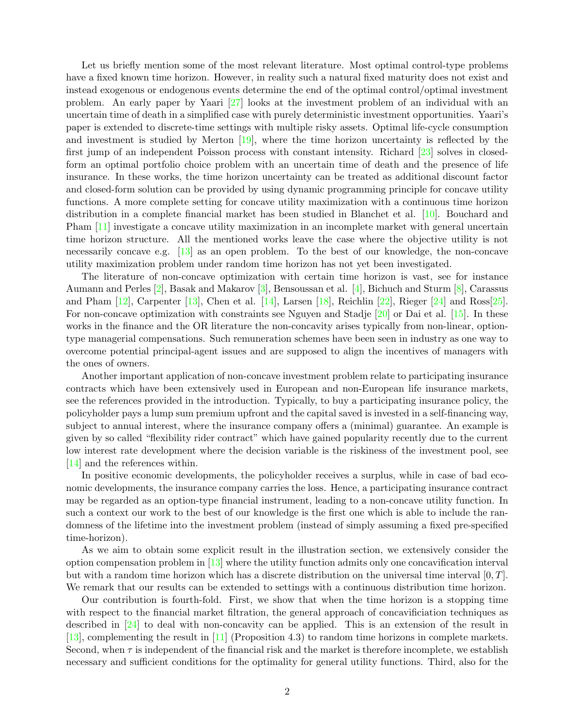Let us briefly mention some of the most relevant literature. Most optimal control-type problems have a fixed known time horizon. However, in reality such a natural fixed maturity does not exist and instead exogenous or endogenous events determine the end of the optimal control/optimal investment problem. An early paper by Yaari [27] looks at the investment problem of an individual with an uncertain time of death in a simplified case with purely deterministic investment opportunities. Yaari's paper is extended to discrete-time settings with multiple risky assets. Optimal life-cycle consumption and investment is studied by Merton [19], where the time horizon uncertainty is reflected by the first jump of an independent Poisson process with constant intensity. Richard [23] solves in closed-form an optimal portfolio choice problem with an uncertain time of death and the presence of life insurance. In these works, the time horizon uncertainty can be treated as additional discount factor and closed-form solution can be provided by using dynamic programming principle for concave utility functions. A more complete setting for concave utility maximization with a continuous time horizon distribution in a complete financial market has been studied in Blanchet et al. [10]. Bouchard and Pham [11] investigate a concave utility maximization in an incomplete market with general uncertain time horizon structure. All the mentioned works leave the case where the objective utility is not necessarily concave e.g. [13] as an open problem. To the best of our knowledge, the non-concave utility maximization problem under random time horizon has not yet been investigated.

The literature of non-concave optimization with certain time horizon is vast, see for instance Aumann and Perles [2], Basak and Makarov [3], Bensoussan et al. [4], Bichuch and Sturm [8], Carassus and Pham [12], Carpenter [13], Chen et al. [14], Larsen [18], Reichlin [22], Rieger [24] and Ross[25]. For non-concave optimization with constraints see Nguyen and Stadje [20] or Dai et al. [15]. In these works in the finance and the OR literature the non-concavity arises typically from non-linear, option-type managerial compensations. Such remuneration schemes have been seen in industry as one way to overcome potential principal-agent issues and are supposed to align the incentives of managers with the ones of owners.

Another important application of non-concave investment problem relate to participating insurance contracts which have been extensively used in European and non-European life insurance markets, see the references provided in the introduction. Typically, to buy a participating insurance policy, the policyholder pays a lump sum premium upfront and the capital saved is invested in a self-financing way, subject to annual interest, where the insurance company offers a (minimal) guarantee. An example is given by so called "flexibility rider contract" which have gained popularity recently due to the current low interest rate development where the decision variable is the riskiness of the investment pool, see [14] and the references within.

In positive economic developments, the policyholder receives a surplus, while in case of bad economic developments, the insurance company carries the loss. Hence, a participating insurance contract may be regarded as an option-type financial instrument, leading to a non-concave utility function. In such a context our work to the best of our knowledge is the first one which is able to include the randomness of the lifetime into the investment problem (instead of simply assuming a fixed pre-specified time-horizon).

As we aim to obtain some explicit result in the illustration section, we extensively consider the option compensation problem in [13] where the utility function admits only one concavification interval but with a random time horizon which has a discrete distribution on the universal time interval $[0, T]$. We remark that our results can be extended to settings with a continuous distribution time horizon.

Our contribution is fourth-fold. First, we show that when the time horizon is a stopping time with respect to the financial market filtration, the general approach of concavificiation techniques as described in [24] to deal with non-concavity can be applied. This is an extension of the result in [13], complementing the result in [11] (Proposition 4.3) to random time horizons in complete markets. Second, when $\tau$ is independent of the financial risk and the market is therefore incomplete, we establish necessary and sufficient conditions for the optimality for general utility functions. Third, also for the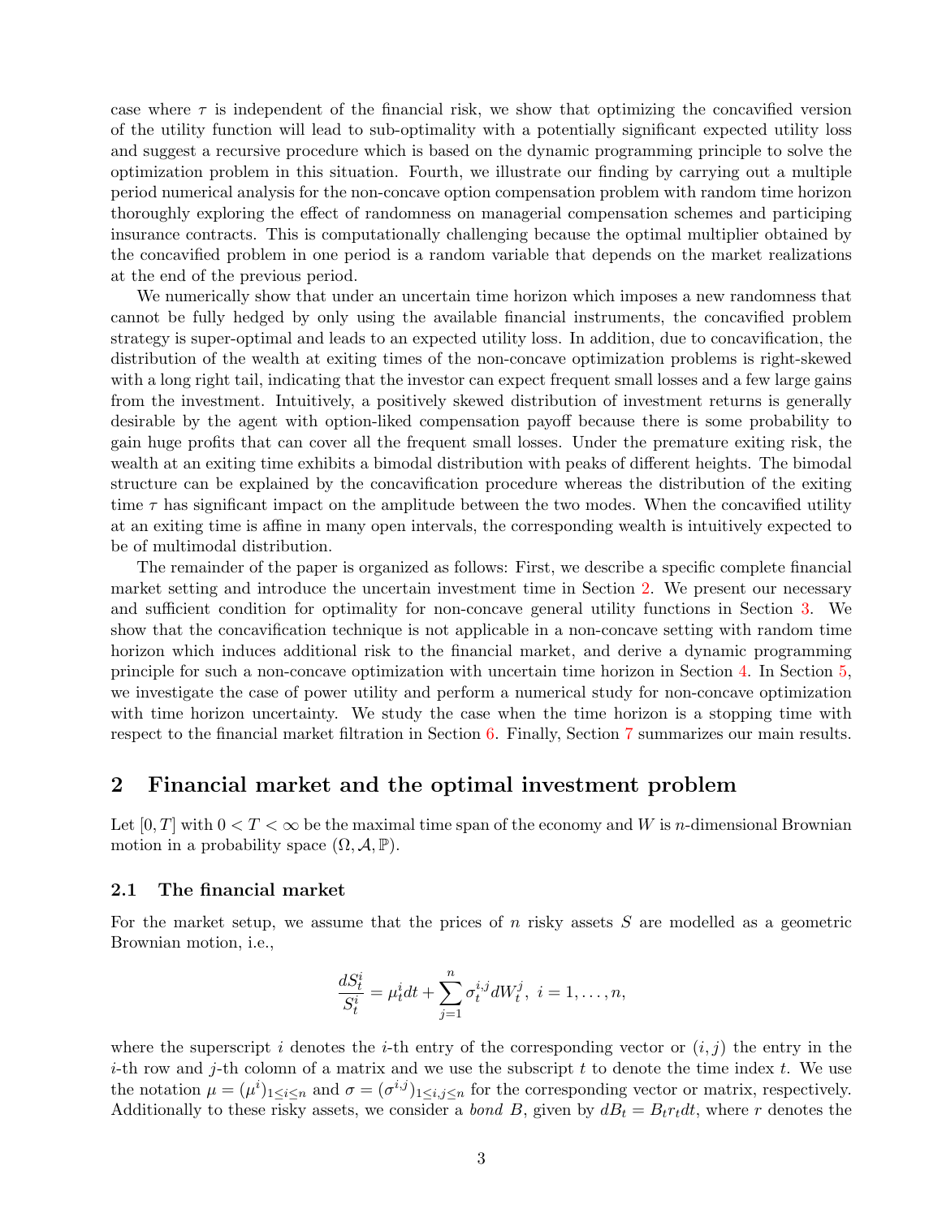case where $\tau$ is independent of the financial risk, we show that optimizing the concavified version of the utility function will lead to sub-optimality with a potentially significant expected utility loss and suggest a recursive procedure which is based on the dynamic programming principle to solve the optimization problem in this situation. Fourth, we illustrate our finding by carrying out a multiple period numerical analysis for the non-concave option compensation problem with random time horizon thoroughly exploring the effect of randomness on managerial compensation schemes and participing insurance contracts. This is computationally challenging because the optimal multiplier obtained by the concavified problem in one period is a random variable that depends on the market realizations at the end of the previous period.

We numerically show that under an uncertain time horizon which imposes a new randomness that cannot be fully hedged by only using the available financial instruments, the concavified problem strategy is super-optimal and leads to an expected utility loss. In addition, due to concavification, the distribution of the wealth at exiting times of the non-concave optimization problems is right-skewed with a long right tail, indicating that the investor can expect frequent small losses and a few large gains from the investment. Intuitively, a positively skewed distribution of investment returns is generally desirable by the agent with option-liked compensation payoff because there is some probability to gain huge profits that can cover all the frequent small losses. Under the premature exiting risk, the wealth at an exiting time exhibits a bimodal distribution with peaks of different heights. The bimodal structure can be explained by the concavification procedure whereas the distribution of the exiting time $\tau$ has significant impact on the amplitude between the two modes. When the concavified utility at an exiting time is affine in many open intervals, the corresponding wealth is intuitively expected to be of multimodal distribution.

The remainder of the paper is organized as follows: First, we describe a specific complete financial market setting and introduce the uncertain investment time in Section 2. We present our necessary and sufficient condition for optimality for non-concave general utility functions in Section 3. We show that the concavification technique is not applicable in a non-concave setting with random time horizon which induces additional risk to the financial market, and derive a dynamic programming principle for such a non-concave optimization with uncertain time horizon in Section 4. In Section 5, we investigate the case of power utility and perform a numerical study for non-concave optimization with time horizon uncertainty. We study the case when the time horizon is a stopping time with respect to the financial market filtration in Section 6. Finally, Section 7 summarizes our main results.

## 2 Financial market and the optimal investment problem

Let $[0, T]$ with $0 < T < \infty$ be the maximal time span of the economy and $W$ is $n$-dimensional Brownian motion in a probability space $(\Omega, \mathcal{A}, \mathbb{P})$.

### 2.1 The financial market

For the market setup, we assume that the prices of $n$ risky assets $S$ are modelled as a geometric Brownian motion, i.e.,

$$\frac{dS_t^i}{S_t^i} = \mu_t^i dt + \sum_{j=1}^{n} \sigma_t^{i,j} dW_t^j, \ i = 1, \ldots, n,$$

where the superscript $i$ denotes the $i$-th entry of the corresponding vector or $(i, j)$ the entry in the $i$-th row and $j$-th colomn of a matrix and we use the subscript $t$ to denote the time index $t$. We use the notation $\mu = (\mu^i)_{1 \le i \le n}$ and $\sigma = (\sigma^{i,j})_{1 \le i,j \le n}$ for the corresponding vector or matrix, respectively. Additionally to these risky assets, we consider a *bond* $B$, given by $dB_t = B_t r_t dt$, where $r$ denotes the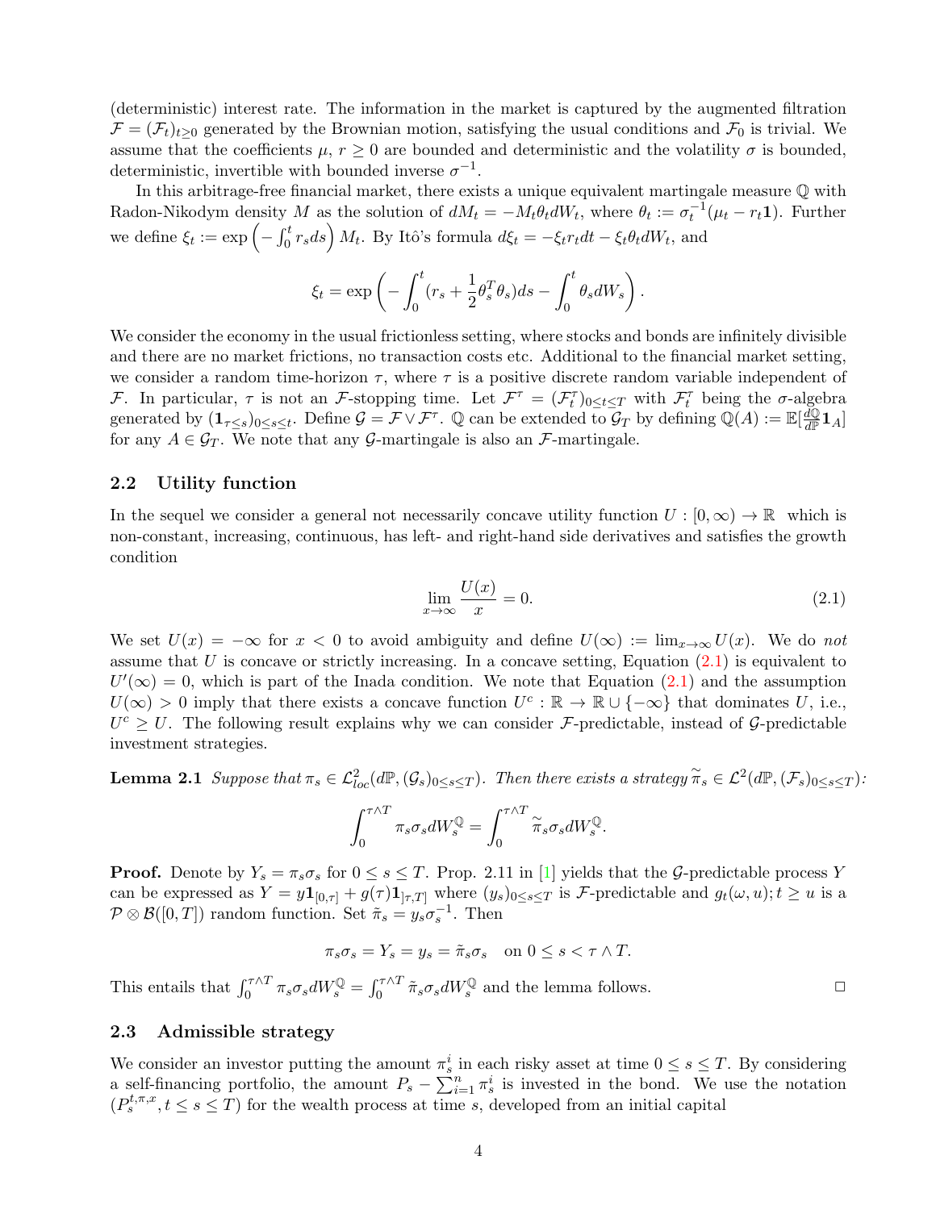(deterministic) interest rate. The information in the market is captured by the augmented filtration $\mathcal{F} = (\mathcal{F}_t)_{t\geq 0}$ generated by the Brownian motion, satisfying the usual conditions and $\mathcal{F}_0$ is trivial. We assume that the coefficients $\mu$, $r \geq 0$ are bounded and deterministic and the volatility $\sigma$ is bounded, deterministic, invertible with bounded inverse $\sigma^{-1}$.

In this arbitrage-free financial market, there exists a unique equivalent martingale measure $\mathbb{Q}$ with Radon-Nikodym density $M$ as the solution of $dM_t = -M_t\theta_t dW_t$, where $\theta_t := \sigma_t^{-1}(\mu_t - r_t\mathbf{1})$. Further we define $\xi_t := \exp\left(-\int_0^t r_s ds\right) M_t$. By Itô's formula $d\xi_t = -\xi_t r_t dt - \xi_t\theta_t dW_t$, and

$$\xi_t = \exp\left(-\int_0^t (r_s + \frac{1}{2}\theta_s^T\theta_s)ds - \int_0^t \theta_s dW_s\right).$$

We consider the economy in the usual frictionless setting, where stocks and bonds are infinitely divisible and there are no market frictions, no transaction costs etc. Additional to the financial market setting, we consider a random time-horizon $\tau$, where $\tau$ is a positive discrete random variable independent of $\mathcal{F}$. In particular, $\tau$ is not an $\mathcal{F}$-stopping time. Let $\mathcal{F}^\tau = (\mathcal{F}_t^\tau)_{0\leq t\leq T}$ with $\mathcal{F}_t^\tau$ being the $\sigma$-algebra generated by $(\mathbf{1}_{\tau\leq s})_{0\leq s\leq t}$. Define $\mathcal{G} = \mathcal{F} \vee \mathcal{F}^\tau$. $\mathbb{Q}$ can be extended to $\mathcal{G}_T$ by defining $\mathbb{Q}(A) := \mathbb{E}[\frac{d\mathbb{Q}}{d\mathbb{P}}\mathbf{1}_A]$ for any $A \in \mathcal{G}_T$. We note that any $\mathcal{G}$-martingale is also an $\mathcal{F}$-martingale.

### 2.2 Utility function

In the sequel we consider a general not necessarily concave utility function $U : [0, \infty) \to \mathbb{R}$ which is non-constant, increasing, continuous, has left- and right-hand side derivatives and satisfies the growth condition

$$\lim_{x\to\infty} \frac{U(x)}{x} = 0. \tag{2.1}$$

We set $U(x) = -\infty$ for $x < 0$ to avoid ambiguity and define $U(\infty) := \lim_{x\to\infty} U(x)$. We do *not* assume that $U$ is concave or strictly increasing. In a concave setting, Equation (2.1) is equivalent to $U'(\infty) = 0$, which is part of the Inada condition. We note that Equation (2.1) and the assumption $U(\infty) > 0$ imply that there exists a concave function $U^c : \mathbb{R} \to \mathbb{R} \cup \{-\infty\}$ that dominates $U$, i.e., $U^c \geq U$. The following result explains why we can consider $\mathcal{F}$-predictable, instead of $\mathcal{G}$-predictable investment strategies.

**Lemma 2.1** *Suppose that $\pi_s \in \mathcal{L}^2_{loc}(d\mathbb{P}, (\mathcal{G}_s)_{0\leq s\leq T})$. Then there exists a strategy $\widetilde{\pi}_s \in \mathcal{L}^2(d\mathbb{P}, (\mathcal{F}_s)_{0\leq s\leq T})$:*

$$\int_0^{\tau\wedge T} \pi_s\sigma_s dW_s^{\mathbb{Q}} = \int_0^{\tau\wedge T} \widetilde{\pi}_s\sigma_s dW_s^{\mathbb{Q}}.$$

**Proof.** Denote by $Y_s = \pi_s\sigma_s$ for $0 \leq s \leq T$. Prop. 2.11 in [1] yields that the $\mathcal{G}$-predictable process $Y$ can be expressed as $Y = y\mathbf{1}_{[0,\tau]} + g(\tau)\mathbf{1}_{]\tau,T]}$ where $(y_s)_{0\leq s\leq T}$ is $\mathcal{F}$-predictable and $g_t(\omega, u); t \geq u$ is a $\mathcal{P} \otimes \mathcal{B}([0, T])$ random function. Set $\tilde{\pi}_s = y_s\sigma_s^{-1}$. Then

$$\pi_s\sigma_s = Y_s = y_s = \tilde{\pi}_s\sigma_s \quad \text{on } 0 \leq s < \tau \wedge T.$$

This entails that $\int_0^{\tau\wedge T} \pi_s\sigma_s dW_s^{\mathbb{Q}} = \int_0^{\tau\wedge T} \tilde{\pi}_s\sigma_s dW_s^{\mathbb{Q}}$ and the lemma follows. □

### 2.3 Admissible strategy

We consider an investor putting the amount $\pi_s^i$ in each risky asset at time $0 \leq s \leq T$. By considering a self-financing portfolio, the amount $P_s - \sum_{i=1}^n \pi_s^i$ is invested in the bond. We use the notation $(P_s^{t,\pi,x}, t \leq s \leq T)$ for the wealth process at time $s$, developed from an initial capital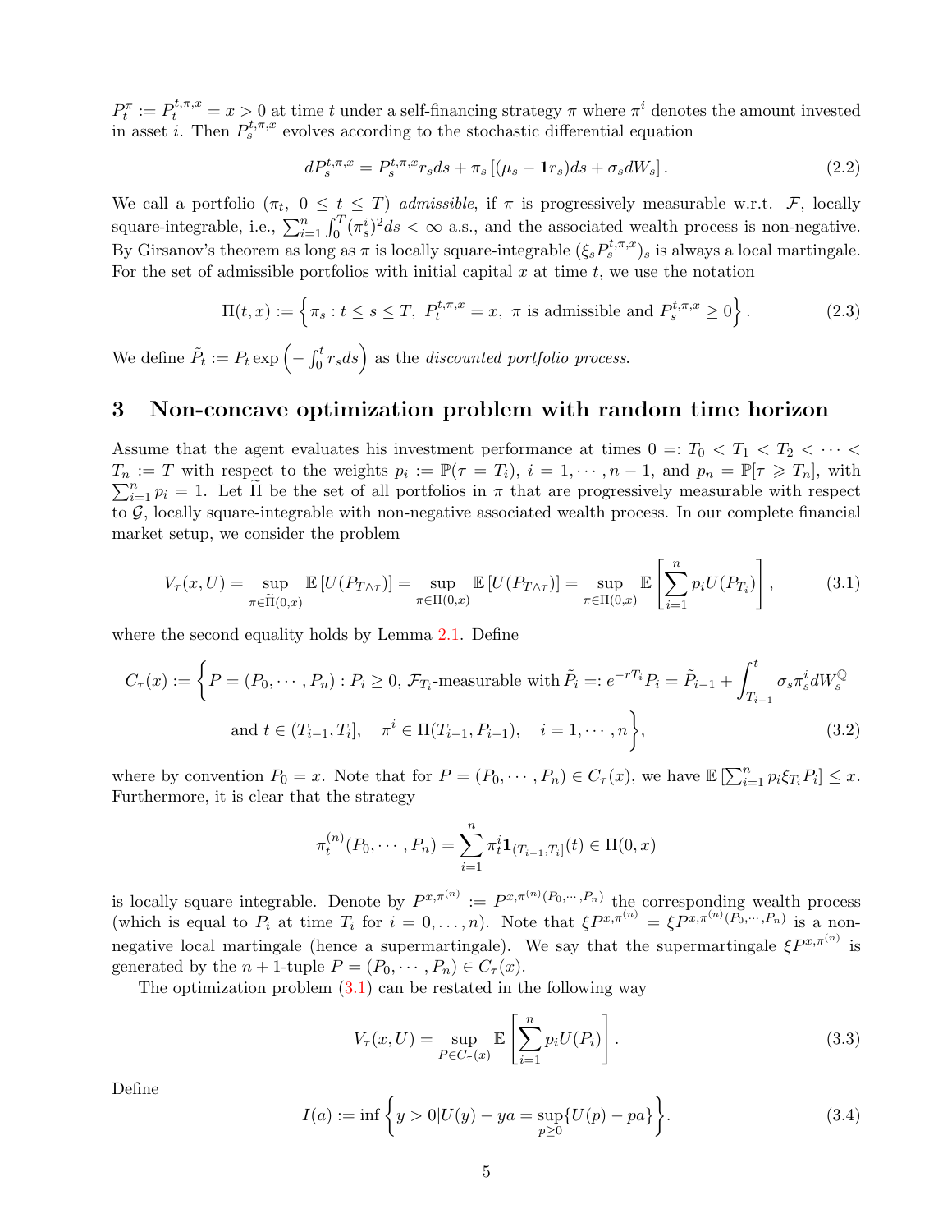$P_t^\pi := P_t^{t,\pi,x} = x > 0$ at time $t$ under a self-financing strategy $\pi$ where $\pi^i$ denotes the amount invested in asset $i$. Then $P_s^{t,\pi,x}$ evolves according to the stochastic differential equation

$$dP_s^{t,\pi,x} = P_s^{t,\pi,x} r_s ds + \pi_s \left[(\mu_s - \mathbf{1} r_s)ds + \sigma_s dW_s\right]. \tag{2.2}$$

We call a portfolio $(\pi_t,\ 0 \le t \le T)$ *admissible*, if $\pi$ is progressively measurable w.r.t. $\mathcal{F}$, locally square-integrable, i.e., $\sum_{i=1}^n \int_0^T (\pi_s^i)^2 ds < \infty$ a.s., and the associated wealth process is non-negative. By Girsanov's theorem as long as $\pi$ is locally square-integrable $(\xi_s P_s^{t,\pi,x})_s$ is always a local martingale. For the set of admissible portfolios with initial capital $x$ at time $t$, we use the notation

$$\Pi(t,x) := \left\{ \pi_s : t \le s \le T,\ P_t^{t,\pi,x} = x,\ \pi \text{ is admissible and } P_s^{t,\pi,x} \ge 0 \right\}. \tag{2.3}$$

We define $\tilde{P}_t := P_t \exp\left(-\int_0^t r_s ds\right)$ as the *discounted portfolio process*.

# 3 Non-concave optimization problem with random time horizon

Assume that the agent evaluates his investment performance at times $0 =: T_0 < T_1 < T_2 < \cdots < T_n := T$ with respect to the weights $p_i := \mathbb{P}(\tau = T_i)$, $i = 1, \cdots, n-1$, and $p_n = \mathbb{P}[\tau \geqslant T_n]$, with $\sum_{i=1}^n p_i = 1$. Let $\widetilde{\Pi}$ be the set of all portfolios in $\pi$ that are progressively measurable with respect to $\mathcal{G}$, locally square-integrable with non-negative associated wealth process. In our complete financial market setup, we consider the problem

$$V_\tau(x,U) = \sup_{\pi \in \widetilde{\Pi}(0,x)} \mathbb{E}\left[U(P_{T\wedge\tau})\right] = \sup_{\pi \in \Pi(0,x)} \mathbb{E}\left[U(P_{T\wedge\tau})\right] = \sup_{\pi \in \Pi(0,x)} \mathbb{E}\left[\sum_{i=1}^n p_i U(P_{T_i})\right], \tag{3.1}$$

where the second equality holds by Lemma 2.1. Define

$$\begin{aligned} C_\tau(x) := \Bigg\{ P = (P_0, \cdots, P_n) : P_i \ge 0,\ &\mathcal{F}_{T_i}\text{-measurable with } \tilde{P}_i =: e^{-rT_i} P_i = \tilde{P}_{i-1} + \int_{T_{i-1}}^t \sigma_s \pi_s^i dW_s^{\mathbb{Q}} \\ &\text{and } t \in (T_{i-1}, T_i],\quad \pi^i \in \Pi(T_{i-1}, P_{i-1}),\quad i = 1, \cdots, n \Bigg\}, \end{aligned} \tag{3.2}$$

where by convention $P_0 = x$. Note that for $P = (P_0, \cdots, P_n) \in C_\tau(x)$, we have $\mathbb{E}\left[\sum_{i=1}^n p_i \xi_{T_i} P_i\right] \le x$. Furthermore, it is clear that the strategy

$$\pi_t^{(n)}(P_0, \cdots, P_n) = \sum_{i=1}^n \pi_t^i \mathbf{1}_{(T_{i-1}, T_i]}(t) \in \Pi(0,x)$$

is locally square integrable. Denote by $P^{x,\pi^{(n)}} := P^{x,\pi^{(n)}(P_0,\cdots,P_n)}$ the corresponding wealth process (which is equal to $P_i$ at time $T_i$ for $i = 0, \ldots, n$). Note that $\xi P^{x,\pi^{(n)}} = \xi P^{x,\pi^{(n)}(P_0,\cdots,P_n)}$ is a non-negative local martingale (hence a supermartingale). We say that the supermartingale $\xi P^{x,\pi^{(n)}}$ is generated by the $n+1$-tuple $P = (P_0, \cdots, P_n) \in C_\tau(x)$.

The optimization problem (3.1) can be restated in the following way

$$V_\tau(x,U) = \sup_{P \in C_\tau(x)} \mathbb{E}\left[\sum_{i=1}^n p_i U(P_i)\right]. \tag{3.3}$$

Define

$$I(a) := \inf\left\{ y > 0 \middle| U(y) - ya = \sup_{p \ge 0}\{U(p) - pa\} \right\}. \tag{3.4}$$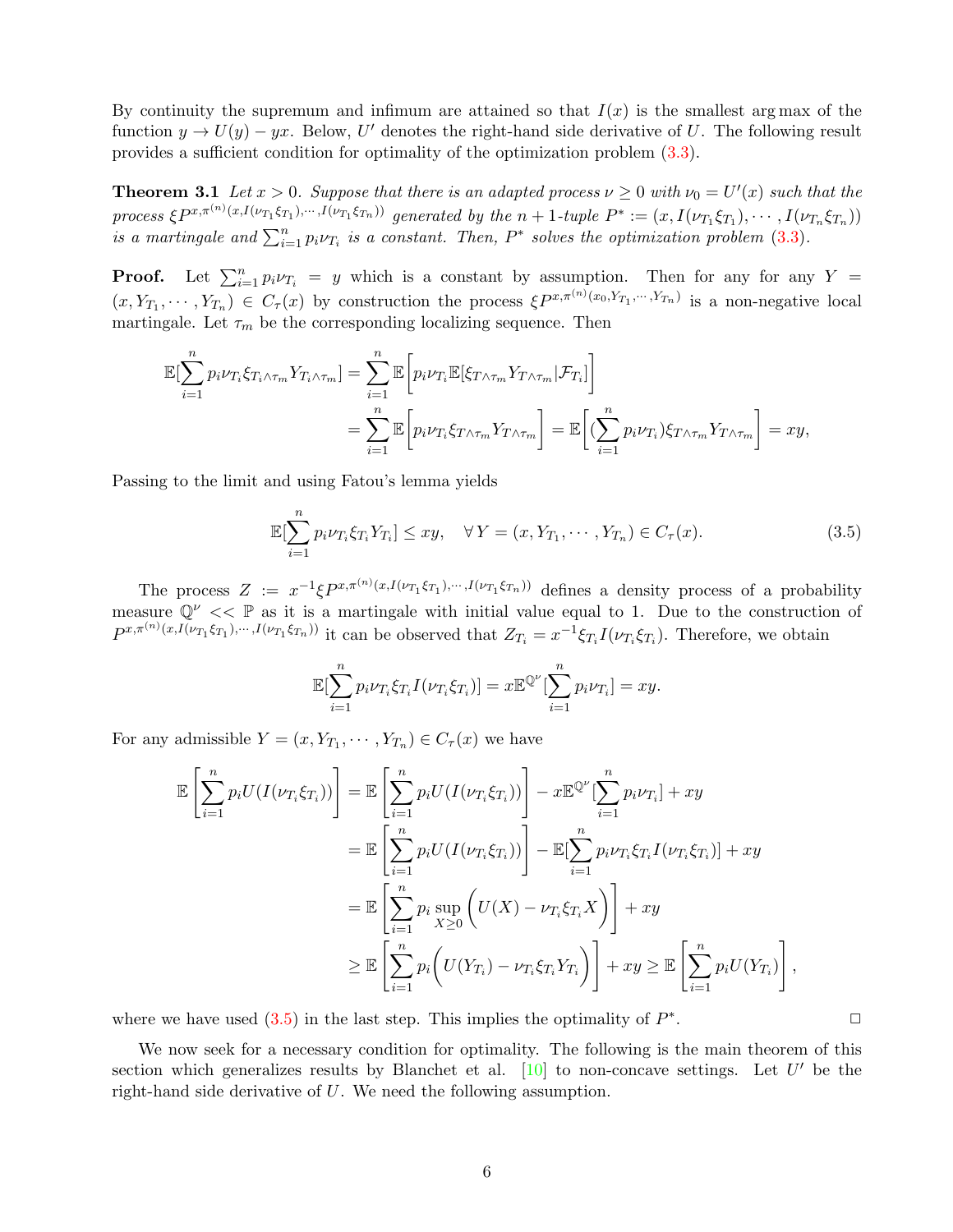By continuity the supremum and infimum are attained so that $I(x)$ is the smallest arg max of the function $y \to U(y) - yx$. Below, $U'$ denotes the right-hand side derivative of $U$. The following result provides a sufficient condition for optimality of the optimization problem (3.3).

**Theorem 3.1** *Let $x > 0$. Suppose that there is an adapted process $\nu \geq 0$ with $\nu_0 = U'(x)$ such that the process $\xi P^{x,\pi^{(n)}(x,I(\nu_{T_1}\xi_{T_1}),\cdots,I(\nu_{T_1}\xi_{T_n}))}$ generated by the $n+1$-tuple $P^* := (x, I(\nu_{T_1}\xi_{T_1}), \cdots, I(\nu_{T_n}\xi_{T_n}))$ is a martingale and $\sum_{i=1}^n p_i \nu_{T_i}$ is a constant. Then, $P^*$ solves the optimization problem (3.3).*

**Proof.** Let $\sum_{i=1}^n p_i \nu_{T_i} = y$ which is a constant by assumption. Then for any for any $Y = (x, Y_{T_1}, \cdots, Y_{T_n}) \in C_\tau(x)$ by construction the process $\xi P^{x,\pi^{(n)}(x_0,Y_{T_1},\cdots,Y_{T_n})}$ is a non-negative local martingale. Let $\tau_m$ be the corresponding localizing sequence. Then

$$
\begin{aligned}
\mathbb{E}[\sum_{i=1}^n p_i \nu_{T_i} \xi_{T_i \wedge \tau_m} Y_{T_i \wedge \tau_m}] &= \sum_{i=1}^n \mathbb{E}\Big[p_i \nu_{T_i} \mathbb{E}[\xi_{T \wedge \tau_m} Y_{T \wedge \tau_m} | \mathcal{F}_{T_i}]\Big] \\
&= \sum_{i=1}^n \mathbb{E}\Big[p_i \nu_{T_i} \xi_{T \wedge \tau_m} Y_{T \wedge \tau_m}\Big] = \mathbb{E}\Big[(\sum_{i=1}^n p_i \nu_{T_i}) \xi_{T \wedge \tau_m} Y_{T \wedge \tau_m}\Big] = xy,
\end{aligned}
$$

Passing to the limit and using Fatou's lemma yields

$$
\mathbb{E}[\sum_{i=1}^n p_i \nu_{T_i} \xi_{T_i} Y_{T_i}] \leq xy, \quad \forall\, Y = (x, Y_{T_1}, \cdots, Y_{T_n}) \in C_\tau(x). \tag{3.5}
$$

The process $Z := x^{-1} \xi P^{x,\pi^{(n)}(x,I(\nu_{T_1}\xi_{T_1}),\cdots,I(\nu_{T_1}\xi_{T_n}))}$ defines a density process of a probability measure $\mathbb{Q}^\nu << \mathbb{P}$ as it is a martingale with initial value equal to 1. Due to the construction of $P^{x,\pi^{(n)}(x,I(\nu_{T_1}\xi_{T_1}),\cdots,I(\nu_{T_1}\xi_{T_n}))}$ it can be observed that $Z_{T_i} = x^{-1}\xi_{T_i} I(\nu_{T_i}\xi_{T_i})$. Therefore, we obtain

$$
\mathbb{E}[\sum_{i=1}^n p_i \nu_{T_i} \xi_{T_i} I(\nu_{T_i}\xi_{T_i})] = x\mathbb{E}^{\mathbb{Q}^\nu}[\sum_{i=1}^n p_i \nu_{T_i}] = xy.
$$

For any admissible $Y = (x, Y_{T_1}, \cdots, Y_{T_n}) \in C_\tau(x)$ we have

$$
\begin{aligned}
\mathbb{E}\left[\sum_{i=1}^n p_i U(I(\nu_{T_i}\xi_{T_i}))\right] &= \mathbb{E}\left[\sum_{i=1}^n p_i U(I(\nu_{T_i}\xi_{T_i}))\right] - x\mathbb{E}^{\mathbb{Q}^\nu}[\sum_{i=1}^n p_i \nu_{T_i}] + xy \\
&= \mathbb{E}\left[\sum_{i=1}^n p_i U(I(\nu_{T_i}\xi_{T_i}))\right] - \mathbb{E}[\sum_{i=1}^n p_i \nu_{T_i}\xi_{T_i} I(\nu_{T_i}\xi_{T_i})] + xy \\
&= \mathbb{E}\left[\sum_{i=1}^n p_i \sup_{X \geq 0}\Big(U(X) - \nu_{T_i}\xi_{T_i} X\Big)\right] + xy \\
&\geq \mathbb{E}\left[\sum_{i=1}^n p_i \Big(U(Y_{T_i}) - \nu_{T_i}\xi_{T_i} Y_{T_i}\Big)\right] + xy \geq \mathbb{E}\left[\sum_{i=1}^n p_i U(Y_{T_i})\right],
\end{aligned}
$$

where we have used (3.5) in the last step. This implies the optimality of $P^*$. □

We now seek for a necessary condition for optimality. The following is the main theorem of this section which generalizes results by Blanchet et al. [10] to non-concave settings. Let $U'$ be the right-hand side derivative of $U$. We need the following assumption.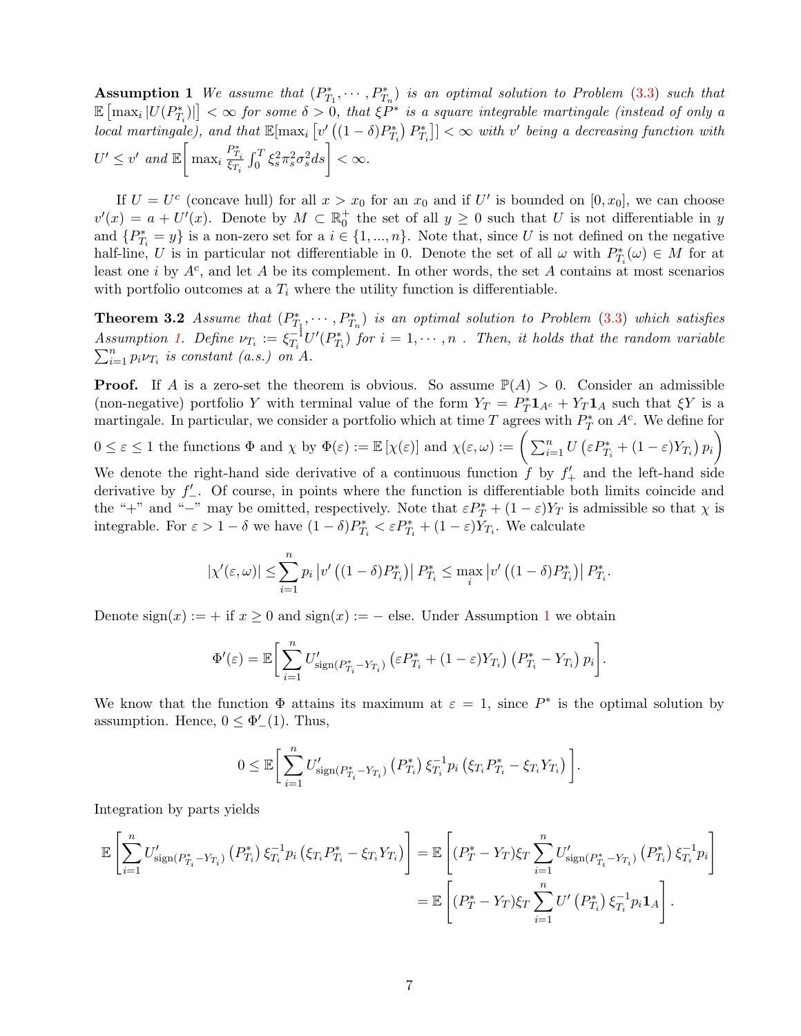**Assumption 1** *We assume that $(P^*_{T_1}, \cdots, P^*_{T_n})$ is an optimal solution to Problem (3.3) such that $\mathbb{E}\left[\max_i |U(P^*_{T_i})|\right] < \infty$ for some $\delta > 0$, that $\xi P^*$ is a square integrable martingale (instead of only a local martingale), and that $\mathbb{E}[\max_i \left[v'\left((1-\delta)P^*_{T_i}\right) P^*_{T_i}\right]] < \infty$ with $v'$ being a decreasing function with $U' \leq v'$ and $\mathbb{E}\left[\max_i \frac{P^*_{T_i}}{\xi_{T_i}} \int_0^T \xi_s^2 \pi_s^2 \sigma_s^2 ds\right] < \infty$.*

If $U = U^c$ (concave hull) for all $x > x_0$ for an $x_0$ and if $U'$ is bounded on $[0, x_0]$, we can choose $v'(x) = a + U'(x)$. Denote by $M \subset \mathbb{R}^+_0$ the set of all $y \geq 0$ such that $U$ is not differentiable in $y$ and $\{P^*_{T_i} = y\}$ is a non-zero set for a $i \in \{1, ..., n\}$. Note that, since $U$ is not defined on the negative half-line, $U$ is in particular not differentiable in 0. Denote the set of all $\omega$ with $P^*_{T_i}(\omega) \in M$ for at least one $i$ by $A^c$, and let $A$ be its complement. In other words, the set $A$ contains at most scenarios with portfolio outcomes at a $T_i$ where the utility function is differentiable.

**Theorem 3.2** *Assume that $(P^*_{T_1}, \cdots, P^*_{T_n})$ is an optimal solution to Problem (3.3) which satisfies Assumption 1. Define $\nu_{T_i} := \xi^{-1}_{T_i} U'(P^*_{T_i})$ for $i = 1, \cdots, n$ . Then, it holds that the random variable $\sum_{i=1}^n p_i \nu_{T_i}$ is constant (a.s.) on $A$.*

**Proof.** If $A$ is a zero-set the theorem is obvious. So assume $\mathbb{P}(A) > 0$. Consider an admissible (non-negative) portfolio $Y$ with terminal value of the form $Y_T = P^*_T \mathbf{1}_{A^c} + Y_T \mathbf{1}_A$ such that $\xi Y$ is a martingale. In particular, we consider a portfolio which at time $T$ agrees with $P^*_T$ on $A^c$. We define for $0 \leq \varepsilon \leq 1$ the functions $\Phi$ and $\chi$ by $\Phi(\varepsilon) := \mathbb{E}\left[\chi(\varepsilon)\right]$ and $\chi(\varepsilon, \omega) := \left(\sum_{i=1}^n U\left(\varepsilon P^*_{T_i} + (1-\varepsilon)Y_{T_i}\right) p_i\right)$ We denote the right-hand side derivative of a continuous function $f$ by $f'_+$ and the left-hand side derivative by $f'_-$. Of course, in points where the function is differentiable both limits coincide and the "+" and "−" may be omitted, respectively. Note that $\varepsilon P^*_T + (1-\varepsilon)Y_T$ is admissible so that $\chi$ is integrable. For $\varepsilon > 1 - \delta$ we have $(1-\delta)P^*_{T_i} < \varepsilon P^*_{T_i} + (1-\varepsilon)Y_{T_i}$. We calculate

$$|\chi'(\varepsilon, \omega)| \leq \sum_{i=1}^n p_i \left|v'\left((1-\delta)P^*_{T_i}\right)\right| P^*_{T_i} \leq \max_i \left|v'\left((1-\delta)P^*_{T_i}\right)\right| P^*_{T_i}.$$

Denote $\text{sign}(x) := +$ if $x \geq 0$ and $\text{sign}(x) := -$ else. Under Assumption 1 we obtain

$$\Phi'(\varepsilon) = \mathbb{E}\bigg[\sum_{i=1}^n U'_{\text{sign}(P^*_{T_i} - Y_{T_i})}\left(\varepsilon P^*_{T_i} + (1-\varepsilon)Y_{T_i}\right)\left(P^*_{T_i} - Y_{T_i}\right) p_i\bigg].$$

We know that the function $\Phi$ attains its maximum at $\varepsilon = 1$, since $P^*$ is the optimal solution by assumption. Hence, $0 \leq \Phi'_-(1)$. Thus,

$$0 \leq \mathbb{E}\bigg[\sum_{i=1}^n U'_{\text{sign}(P^*_{T_i} - Y_{T_i})}\left(P^*_{T_i}\right) \xi^{-1}_{T_i} p_i \left(\xi_{T_i} P^*_{T_i} - \xi_{T_i} Y_{T_i}\right)\bigg].$$

Integration by parts yields

$$\begin{aligned}
\mathbb{E}\left[\sum_{i=1}^n U'_{\text{sign}(P^*_{T_i} - Y_{T_i})}\left(P^*_{T_i}\right) \xi^{-1}_{T_i} p_i \left(\xi_{T_i} P^*_{T_i} - \xi_{T_i} Y_{T_i}\right)\right] &= \mathbb{E}\left[(P^*_T - Y_T)\xi_T \sum_{i=1}^n U'_{\text{sign}(P^*_{T_i} - Y_{T_i})}\left(P^*_{T_i}\right) \xi^{-1}_{T_i} p_i\right] \\
&= \mathbb{E}\left[(P^*_T - Y_T)\xi_T \sum_{i=1}^n U'\left(P^*_{T_i}\right) \xi^{-1}_{T_i} p_i \mathbf{1}_A\right].
\end{aligned}$$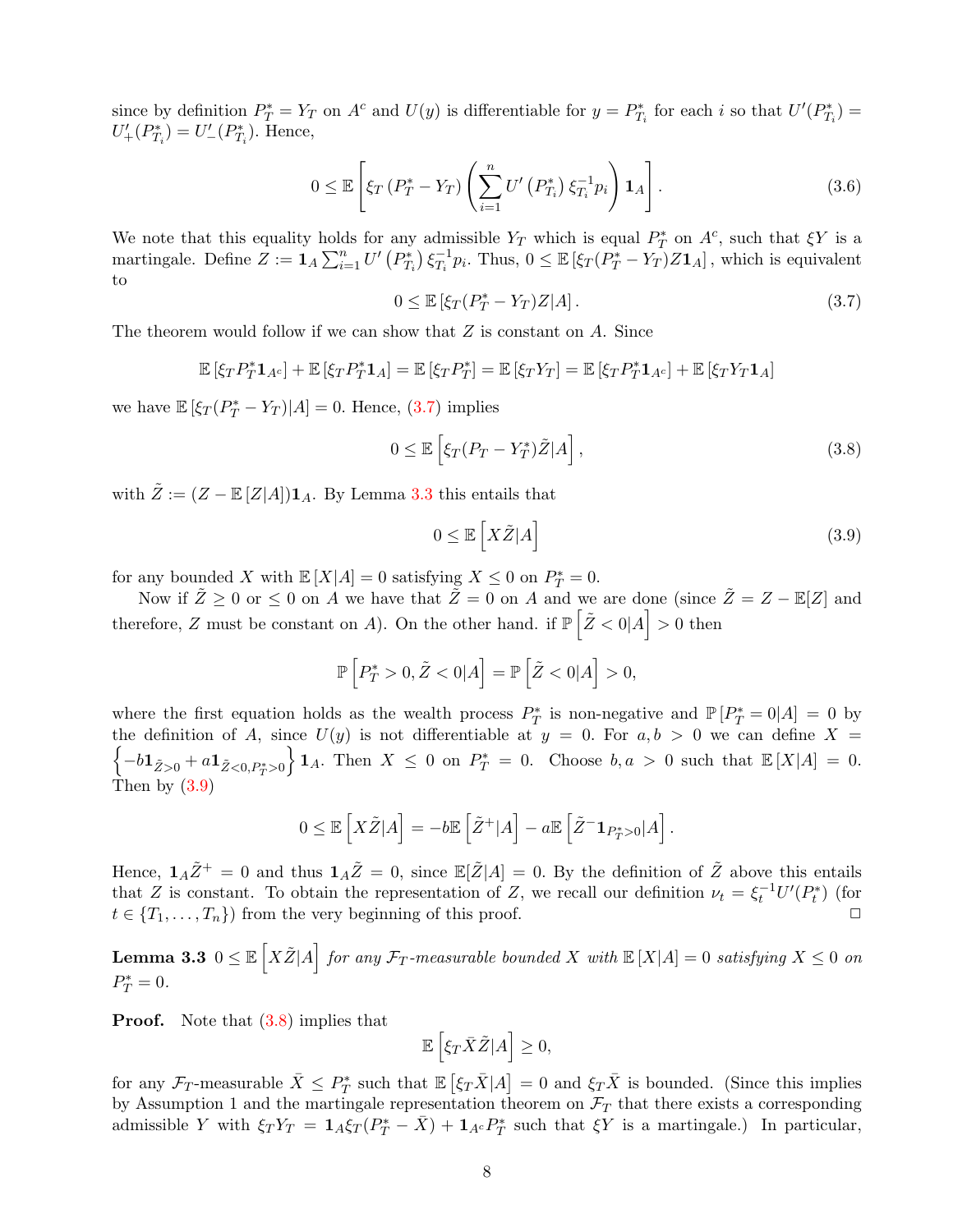since by definition $P_T^* = Y_T$ on $A^c$ and $U(y)$ is differentiable for $y = P_{T_i}^*$ for each $i$ so that $U'(P_{T_i}^*) = U'_+(P_{T_i}^*) = U'_-(P_{T_i}^*)$. Hence,

$$0 \leq \mathbb{E}\left[\xi_T \left(P_T^* - Y_T\right) \left(\sum_{i=1}^n U'\left(P_{T_i}^*\right) \xi_{T_i}^{-1} p_i\right) \mathbf{1}_A\right]. \tag{3.6}$$

We note that this equality holds for any admissible $Y_T$ which is equal $P_T^*$ on $A^c$, such that $\xi Y$ is a martingale. Define $Z := \mathbf{1}_A \sum_{i=1}^n U'\left(P_{T_i}^*\right) \xi_{T_i}^{-1} p_i$. Thus, $0 \leq \mathbb{E}\left[\xi_T (P_T^* - Y_T) Z \mathbf{1}_A\right]$, which is equivalent to

$$0 \leq \mathbb{E}\left[\xi_T (P_T^* - Y_T) Z | A\right]. \tag{3.7}$$

The theorem would follow if we can show that $Z$ is constant on $A$. Since

$$\mathbb{E}\left[\xi_T P_T^* \mathbf{1}_{A^c}\right] + \mathbb{E}\left[\xi_T P_T^* \mathbf{1}_A\right] = \mathbb{E}\left[\xi_T P_T^*\right] = \mathbb{E}\left[\xi_T Y_T\right] = \mathbb{E}\left[\xi_T P_T^* \mathbf{1}_{A^c}\right] + \mathbb{E}\left[\xi_T Y_T \mathbf{1}_A\right]$$

we have $\mathbb{E}\left[\xi_T (P_T^* - Y_T) | A\right] = 0$. Hence, (3.7) implies

$$0 \leq \mathbb{E}\left[\xi_T (P_T - Y_T^*) \tilde{Z} | A\right], \tag{3.8}$$

with $\tilde{Z} := (Z - \mathbb{E}\left[Z|A\right]) \mathbf{1}_A$. By Lemma 3.3 this entails that

$$0 \leq \mathbb{E}\left[X \tilde{Z} | A\right] \tag{3.9}$$

for any bounded $X$ with $\mathbb{E}\left[X|A\right] = 0$ satisfying $X \leq 0$ on $P_T^* = 0$.

Now if $\tilde{Z} \geq 0$ or $\leq 0$ on $A$ we have that $\tilde{Z} = 0$ on $A$ and we are done (since $\tilde{Z} = Z - \mathbb{E}[Z]$ and therefore, $Z$ must be constant on $A$). On the other hand. if $\mathbb{P}\left[\tilde{Z} < 0 | A\right] > 0$ then

$$\mathbb{P}\left[P_T^* > 0, \tilde{Z} < 0 | A\right] = \mathbb{P}\left[\tilde{Z} < 0 | A\right] > 0,$$

where the first equation holds as the wealth process $P_T^*$ is non-negative and $\mathbb{P}\left[P_T^* = 0 | A\right] = 0$ by the definition of $A$, since $U(y)$ is not differentiable at $y = 0$. For $a, b > 0$ we can define $X = \left\{-b \mathbf{1}_{\tilde{Z} > 0} + a \mathbf{1}_{\tilde{Z} < 0, P_T^* > 0}\right\} \mathbf{1}_A$. Then $X \leq 0$ on $P_T^* = 0$. Choose $b, a > 0$ such that $\mathbb{E}\left[X|A\right] = 0$. Then by (3.9)

$$0 \leq \mathbb{E}\left[X \tilde{Z} | A\right] = -b \mathbb{E}\left[\tilde{Z}^+ | A\right] - a \mathbb{E}\left[\tilde{Z}^- \mathbf{1}_{P_T^* > 0} | A\right].$$

Hence, $\mathbf{1}_A \tilde{Z}^+ = 0$ and thus $\mathbf{1}_A \tilde{Z} = 0$, since $\mathbb{E}[\tilde{Z}|A] = 0$. By the definition of $\tilde{Z}$ above this entails that $Z$ is constant. To obtain the representation of $Z$, we recall our definition $\nu_t = \xi_t^{-1} U'(P_t^*)$ (for $t \in \{T_1, \ldots, T_n\}$) from the very beginning of this proof. $\square$

**Lemma 3.3** *$0 \leq \mathbb{E}\left[X \tilde{Z} | A\right]$ for any $\mathcal{F}_T$-measurable bounded $X$ with $\mathbb{E}\left[X|A\right] = 0$ satisfying $X \leq 0$ on $P_T^* = 0$.*

**Proof.** Note that (3.8) implies that

$$\mathbb{E}\left[\xi_T \bar{X} \tilde{Z} | A\right] \geq 0,$$

for any $\mathcal{F}_T$-measurable $\bar{X} \leq P_T^*$ such that $\mathbb{E}\left[\xi_T \bar{X} | A\right] = 0$ and $\xi_T \bar{X}$ is bounded. (Since this implies by Assumption 1 and the martingale representation theorem on $\mathcal{F}_T$ that there exists a corresponding admissible $Y$ with $\xi_T Y_T = \mathbf{1}_A \xi_T (P_T^* - \bar{X}) + \mathbf{1}_{A^c} P_T^*$ such that $\xi Y$ is a martingale.) In particular,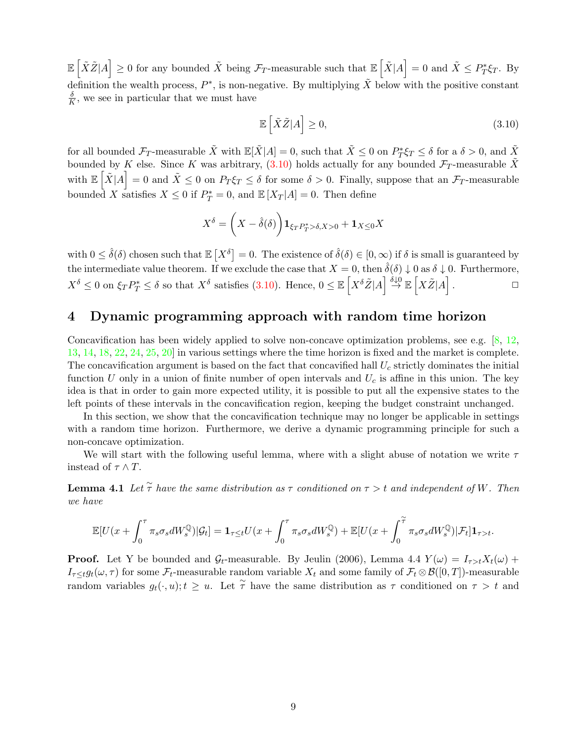$\mathbb{E}\left[\tilde{X}\tilde{Z}|A\right] \geq 0$ for any bounded $\tilde{X}$ being $\mathcal{F}_T$-measurable such that $\mathbb{E}\left[\tilde{X}|A\right] = 0$ and $\tilde{X} \leq P_T^*\xi_T$. By definition the wealth process, $P^*$, is non-negative. By multiplying $\tilde{X}$ below with the positive constant $\frac{\delta}{K}$, we see in particular that we must have

$$\mathbb{E}\left[\tilde{X}\tilde{Z}|A\right] \geq 0, \tag{3.10}$$

for all bounded $\mathcal{F}_T$-measurable $\tilde{X}$ with $\mathbb{E}[\tilde{X}|A] = 0$, such that $\tilde{X} \leq 0$ on $P_T^*\xi_T \leq \delta$ for a $\delta > 0$, and $\tilde{X}$ bounded by $K$ else. Since $K$ was arbitrary, (3.10) holds actually for any bounded $\mathcal{F}_T$-measurable $\tilde{X}$ with $\mathbb{E}\left[\tilde{X}|A\right] = 0$ and $\tilde{X} \leq 0$ on $P_T\xi_T \leq \delta$ for some $\delta > 0$. Finally, suppose that an $\mathcal{F}_T$-measurable bounded $X$ satisfies $X \leq 0$ if $P_T^* = 0$, and $\mathbb{E}\left[X_T|A\right] = 0$. Then define

$$X^\delta = \left(X - \hat{\delta}(\delta)\right)\mathbf{1}_{\xi_T P_T^* > \delta, X > 0} + \mathbf{1}_{X \leq 0} X$$

with $0 \leq \hat{\delta}(\delta)$ chosen such that $\mathbb{E}\left[X^\delta\right] = 0$. The existence of $\hat{\delta}(\delta) \in [0, \infty)$ if $\delta$ is small is guaranteed by the intermediate value theorem. If we exclude the case that $X = 0$, then $\hat{\delta}(\delta) \downarrow 0$ as $\delta \downarrow 0$. Furthermore, $X^\delta \leq 0$ on $\xi_T P_T^* \leq \delta$ so that $X^\delta$ satisfies (3.10). Hence, $0 \leq \mathbb{E}\left[X^\delta \tilde{Z}|A\right] \overset{\delta \downarrow 0}{\to} \mathbb{E}\left[X\tilde{Z}|A\right]$. □

## 4 Dynamic programming approach with random time horizon

Concavification has been widely applied to solve non-concave optimization problems, see e.g. [8, 12, 13, 14, 18, 22, 24, 25, 20] in various settings where the time horizon is fixed and the market is complete. The concavification argument is based on the fact that concavified hall $U_c$ strictly dominates the initial function $U$ only in a union of finite number of open intervals and $U_c$ is affine in this union. The key idea is that in order to gain more expected utility, it is possible to put all the expensive states to the left points of these intervals in the concavification region, keeping the budget constraint unchanged.

In this section, we show that the concavification technique may no longer be applicable in settings with a random time horizon. Furthermore, we derive a dynamic programming principle for such a non-concave optimization.

We will start with the following useful lemma, where with a slight abuse of notation we write $\tau$ instead of $\tau \wedge T$.

**Lemma 4.1** *Let $\tilde{\tau}$ have the same distribution as $\tau$ conditioned on $\tau > t$ and independent of $W$. Then we have*

$$\mathbb{E}[U(x + \int_0^\tau \pi_s\sigma_s dW_s^{\mathbb{Q}})|\mathcal{G}_t] = \mathbf{1}_{\tau \leq t} U(x + \int_0^\tau \pi_s\sigma_s dW_s^{\mathbb{Q}}) + \mathbb{E}[U(x + \int_0^{\tilde{\tau}} \pi_s\sigma_s dW_s^{\mathbb{Q}})|\mathcal{F}_t]\mathbf{1}_{\tau > t}.$$

**Proof.** Let Y be bounded and $\mathcal{G}_t$-measurable. By Jeulin (2006), Lemma 4.4 $Y(\omega) = I_{\tau > t}X_t(\omega) + I_{\tau \leq t}g_t(\omega, \tau)$ for some $\mathcal{F}_t$-measurable random variable $X_t$ and some family of $\mathcal{F}_t \otimes \mathcal{B}([0,T])$-measurable random variables $g_t(\cdot, u); t \geq u$. Let $\tilde{\tau}$ have the same distribution as $\tau$ conditioned on $\tau > t$ and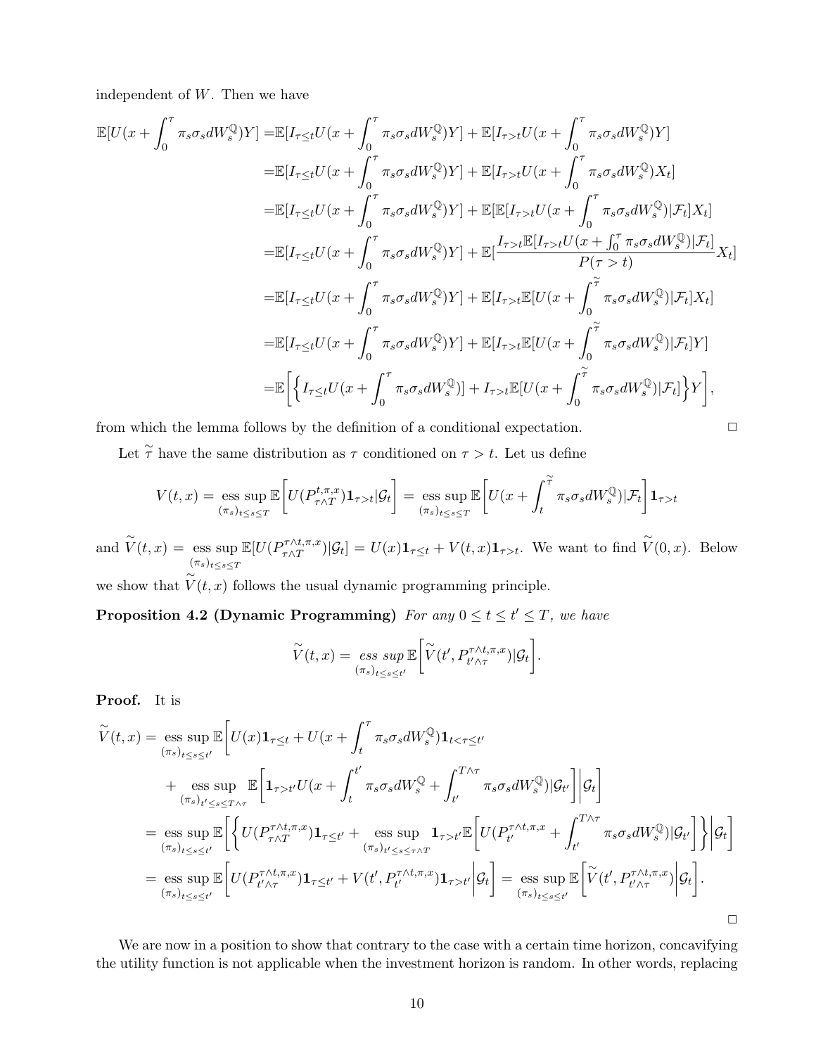independent of $W$. Then we have

$$
\begin{aligned}
\mathbb{E}[U(x+\int_0^\tau \pi_s\sigma_s dW_s^{\mathbb{Q}})Y] =& \mathbb{E}[I_{\tau\le t}U(x+\int_0^\tau \pi_s\sigma_s dW_s^{\mathbb{Q}})Y] + \mathbb{E}[I_{\tau>t}U(x+\int_0^\tau \pi_s\sigma_s dW_s^{\mathbb{Q}})Y] \\
=& \mathbb{E}[I_{\tau\le t}U(x+\int_0^\tau \pi_s\sigma_s dW_s^{\mathbb{Q}})Y] + \mathbb{E}[I_{\tau>t}U(x+\int_0^\tau \pi_s\sigma_s dW_s^{\mathbb{Q}})X_t] \\
=& \mathbb{E}[I_{\tau\le t}U(x+\int_0^\tau \pi_s\sigma_s dW_s^{\mathbb{Q}})Y] + \mathbb{E}[\mathbb{E}[I_{\tau>t}U(x+\int_0^\tau \pi_s\sigma_s dW_s^{\mathbb{Q}})|\mathcal{F}_t]X_t] \\
=& \mathbb{E}[I_{\tau\le t}U(x+\int_0^\tau \pi_s\sigma_s dW_s^{\mathbb{Q}})Y] + \mathbb{E}[\frac{I_{\tau>t}\mathbb{E}[I_{\tau>t}U(x+\int_0^\tau \pi_s\sigma_s dW_s^{\mathbb{Q}})|\mathcal{F}_t]}{P(\tau>t)}X_t] \\
=& \mathbb{E}[I_{\tau\le t}U(x+\int_0^\tau \pi_s\sigma_s dW_s^{\mathbb{Q}})Y] + \mathbb{E}[I_{\tau>t}\mathbb{E}[U(x+\int_0^{\widetilde{\tau}} \pi_s\sigma_s dW_s^{\mathbb{Q}})|\mathcal{F}_t]X_t] \\
=& \mathbb{E}[I_{\tau\le t}U(x+\int_0^\tau \pi_s\sigma_s dW_s^{\mathbb{Q}})Y] + \mathbb{E}[I_{\tau>t}\mathbb{E}[U(x+\int_0^{\widetilde{\tau}} \pi_s\sigma_s dW_s^{\mathbb{Q}})|\mathcal{F}_t]Y] \\
=& \mathbb{E}\bigg[\Big\{I_{\tau\le t}U(x+\int_0^\tau \pi_s\sigma_s dW_s^{\mathbb{Q}})] + I_{\tau>t}\mathbb{E}[U(x+\int_0^{\widetilde{\tau}} \pi_s\sigma_s dW_s^{\mathbb{Q}})|\mathcal{F}_t]\Big\}Y\bigg],
\end{aligned}
$$

from which the lemma follows by the definition of a conditional expectation. □

Let $\widetilde{\tau}$ have the same distribution as $\tau$ conditioned on $\tau > t$. Let us define

$$
V(t,x) = \operatorname*{ess\,sup}_{(\pi_s)_{t\le s\le T}} \mathbb{E}\bigg[U(P^{t,\pi,x}_{\tau\wedge T})\mathbf{1}_{\tau>t}|\mathcal{G}_t\bigg] = \operatorname*{ess\,sup}_{(\pi_s)_{t\le s\le T}} \mathbb{E}\bigg[U(x+\int_t^{\widetilde{\tau}} \pi_s\sigma_s dW_s^{\mathbb{Q}})|\mathcal{F}_t\bigg]\mathbf{1}_{\tau>t}
$$

and $\widetilde{V}(t,x) = \operatorname*{ess\,sup}_{(\pi_s)_{t\le s\le T}} \mathbb{E}[U(P^{\tau\wedge t,\pi,x}_{\tau\wedge T})|\mathcal{G}_t] = U(x)\mathbf{1}_{\tau\le t} + V(t,x)\mathbf{1}_{\tau>t}$. We want to find $\widetilde{V}(0,x)$. Below we show that $\widetilde{V}(t,x)$ follows the usual dynamic programming principle.

**Proposition 4.2 (Dynamic Programming)** *For any $0 \le t \le t' \le T$, we have*

$$
\widetilde{V}(t,x) = \operatorname*{ess\,sup}_{(\pi_s)_{t\le s\le t'}} \mathbb{E}\bigg[\widetilde{V}(t', P^{\tau\wedge t,\pi,x}_{t'\wedge\tau})|\mathcal{G}_t\bigg].
$$

**Proof.** It is

$$
\begin{aligned}
\widetilde{V}(t,x) =& \operatorname*{ess\,sup}_{(\pi_s)_{t\le s\le t'}} \mathbb{E}\bigg[U(x)\mathbf{1}_{\tau\le t} + U(x+\int_t^\tau \pi_s\sigma_s dW_s^{\mathbb{Q}})\mathbf{1}_{t<\tau\le t'} \\
&+ \operatorname*{ess\,sup}_{(\pi_s)_{t'\le s\le T\wedge\tau}} \mathbb{E}\bigg[\mathbf{1}_{\tau>t'}U(x+\int_t^{t'} \pi_s\sigma_s dW_s^{\mathbb{Q}} + \int_{t'}^{T\wedge\tau} \pi_s\sigma_s dW_s^{\mathbb{Q}})|\mathcal{G}_{t'}\bigg]\bigg|\mathcal{G}_t\bigg] \\
=& \operatorname*{ess\,sup}_{(\pi_s)_{t\le s\le t'}} \mathbb{E}\bigg[\bigg\{U(P^{\tau\wedge t,\pi,x}_{\tau\wedge T})\mathbf{1}_{\tau\le t'} + \operatorname*{ess\,sup}_{(\pi_s)_{t'\le s\le\tau\wedge T}} \mathbf{1}_{\tau>t'}\mathbb{E}\bigg[U(P^{\tau\wedge t,\pi,x}_{t'} + \int_{t'}^{T\wedge\tau} \pi_s\sigma_s dW_s^{\mathbb{Q}})|\mathcal{G}_{t'}\bigg]\bigg\}\bigg|\mathcal{G}_t\bigg] \\
=& \operatorname*{ess\,sup}_{(\pi_s)_{t\le s\le t'}} \mathbb{E}\bigg[U(P^{\tau\wedge t,\pi,x}_{t'\wedge\tau})\mathbf{1}_{\tau\le t'} + V(t', P^{\tau\wedge t,\pi,x}_{t'})\mathbf{1}_{\tau>t'}\bigg|\mathcal{G}_t\bigg] = \operatorname*{ess\,sup}_{(\pi_s)_{t\le s\le t'}} \mathbb{E}\bigg[\widetilde{V}(t', P^{\tau\wedge t,\pi,x}_{t'\wedge\tau})\bigg|\mathcal{G}_t\bigg].
\end{aligned}
$$

□

We are now in a position to show that contrary to the case with a certain time horizon, concavifying the utility function is not applicable when the investment horizon is random. In other words, replacing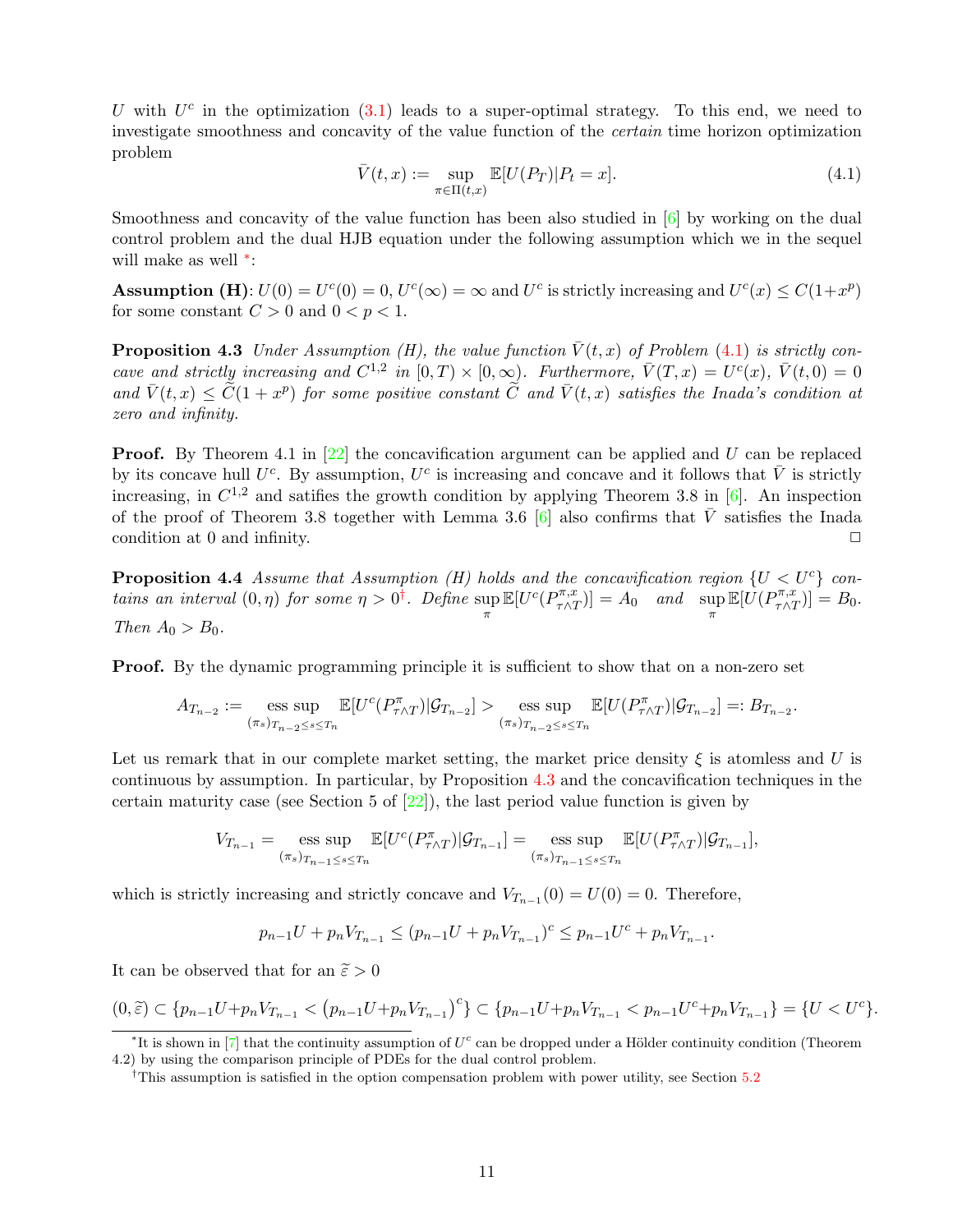$U$ with $U^c$ in the optimization (3.1) leads to a super-optimal strategy. To this end, we need to investigate smoothness and concavity of the value function of the *certain* time horizon optimization problem

$$\bar{V}(t,x) := \sup_{\pi \in \Pi(t,x)} \mathbb{E}[U(P_T)|P_t = x]. \tag{4.1}$$

Smoothness and concavity of the value function has been also studied in [6] by working on the dual control problem and the dual HJB equation under the following assumption which we in the sequel will make as well *:

**Assumption (H)**: $U(0) = U^c(0) = 0$, $U^c(\infty) = \infty$ and $U^c$ is strictly increasing and $U^c(x) \le C(1+x^p)$ for some constant $C > 0$ and $0 < p < 1$.

**Proposition 4.3** *Under Assumption (H), the value function $\bar{V}(t,x)$ of Problem (4.1) is strictly concave and strictly increasing and $C^{1,2}$ in $[0,T) \times [0,\infty)$. Furthermore, $\bar{V}(T,x) = U^c(x)$, $\bar{V}(t,0) = 0$ and $\bar{V}(t,x) \le \widetilde{C}(1+x^p)$ for some positive constant $\widetilde{C}$ and $\bar{V}(t,x)$ satisfies the Inada's condition at zero and infinity.*

**Proof.** By Theorem 4.1 in [22] the concavification argument can be applied and $U$ can be replaced by its concave hull $U^c$. By assumption, $U^c$ is increasing and concave and it follows that $\bar{V}$ is strictly increasing, in $C^{1,2}$ and satifies the growth condition by applying Theorem 3.8 in [6]. An inspection of the proof of Theorem 3.8 together with Lemma 3.6 [6] also confirms that $\bar{V}$ satisfies the Inada condition at 0 and infinity. □

**Proposition 4.4** *Assume that Assumption (H) holds and the concavification region $\{U < U^c\}$ contains an interval $(0,\eta)$ for some $\eta > 0$†. Define $\sup_\pi \mathbb{E}[U^c(P^{\pi,x}_{\tau \wedge T})] = A_0$ and $\sup_\pi \mathbb{E}[U(P^{\pi,x}_{\tau \wedge T})] = B_0$. Then $A_0 > B_0$.*

**Proof.** By the dynamic programming principle it is sufficient to show that on a non-zero set

$$A_{T_{n-2}} := \operatorname*{ess\,sup}_{(\pi_s)_{T_{n-2} \le s \le T_n}} \mathbb{E}[U^c(P^\pi_{\tau \wedge T})|\mathcal{G}_{T_{n-2}}] > \operatorname*{ess\,sup}_{(\pi_s)_{T_{n-2} \le s \le T_n}} \mathbb{E}[U(P^\pi_{\tau \wedge T})|\mathcal{G}_{T_{n-2}}] =: B_{T_{n-2}}.$$

Let us remark that in our complete market setting, the market price density $\xi$ is atomless and $U$ is continuous by assumption. In particular, by Proposition 4.3 and the concavification techniques in the certain maturity case (see Section 5 of [22]), the last period value function is given by

$$V_{T_{n-1}} = \operatorname*{ess\,sup}_{(\pi_s)_{T_{n-1} \le s \le T_n}} \mathbb{E}[U^c(P^\pi_{\tau \wedge T})|\mathcal{G}_{T_{n-1}}] = \operatorname*{ess\,sup}_{(\pi_s)_{T_{n-1} \le s \le T_n}} \mathbb{E}[U(P^\pi_{\tau \wedge T})|\mathcal{G}_{T_{n-1}}],$$

which is strictly increasing and strictly concave and $V_{T_{n-1}}(0) = U(0) = 0$. Therefore,

$$p_{n-1}U + p_n V_{T_{n-1}} \le (p_{n-1}U + p_n V_{T_{n-1}})^c \le p_{n-1}U^c + p_n V_{T_{n-1}}.$$

It can be observed that for an $\widetilde{\varepsilon} > 0$

$$(0,\widetilde{\varepsilon}) \subset \{p_{n-1}U + p_n V_{T_{n-1}} < \left(p_{n-1}U + p_n V_{T_{n-1}}\right)^c\} \subset \{p_{n-1}U + p_n V_{T_{n-1}} < p_{n-1}U^c + p_n V_{T_{n-1}}\} = \{U < U^c\}.$$

---

*It is shown in [7] that the continuity assumption of $U^c$ can be dropped under a Hölder continuity condition (Theorem 4.2) by using the comparison principle of PDEs for the dual control problem.

†This assumption is satisfied in the option compensation problem with power utility, see Section 5.2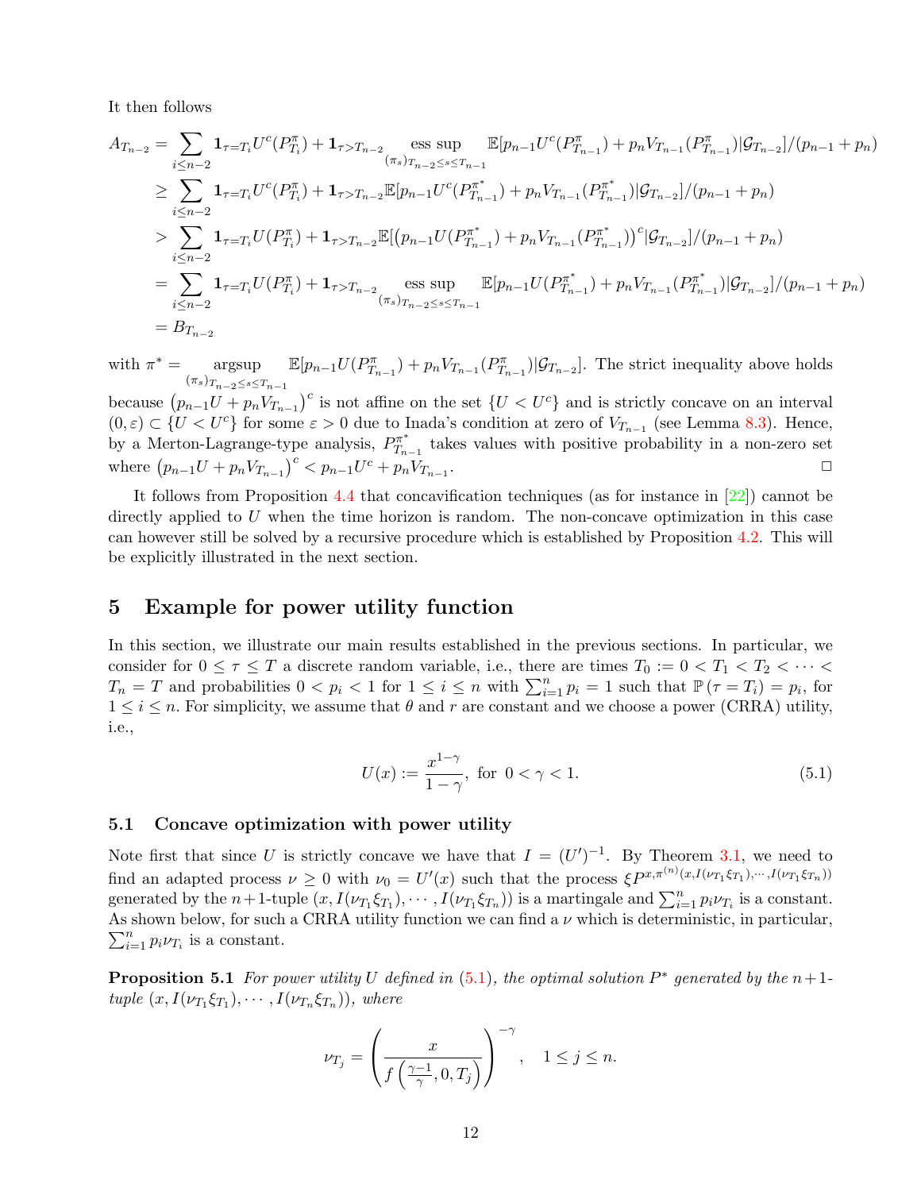It then follows

$$
\begin{aligned}
A_{T_{n-2}} &= \sum_{i\leq n-2} \mathbf{1}_{\tau=T_i} U^c(P^\pi_{T_i}) + \mathbf{1}_{\tau>T_{n-2}} \operatorname*{ess\,sup}_{(\pi_s)_{T_{n-2}\leq s\leq T_{n-1}}} \mathbb{E}[p_{n-1}U^c(P^\pi_{T_{n-1}}) + p_n V_{T_{n-1}}(P^\pi_{T_{n-1}})|\mathcal{G}_{T_{n-2}}]/(p_{n-1}+p_n) \\
&\geq \sum_{i\leq n-2} \mathbf{1}_{\tau=T_i} U^c(P^\pi_{T_i}) + \mathbf{1}_{\tau>T_{n-2}} \mathbb{E}[p_{n-1}U^c(P^{\pi^*}_{T_{n-1}}) + p_n V_{T_{n-1}}(P^{\pi^*}_{T_{n-1}})|\mathcal{G}_{T_{n-2}}]/(p_{n-1}+p_n) \\
&> \sum_{i\leq n-2} \mathbf{1}_{\tau=T_i} U(P^\pi_{T_i}) + \mathbf{1}_{\tau>T_{n-2}} \mathbb{E}[\left(p_{n-1}U(P^{\pi^*}_{T_{n-1}}) + p_n V_{T_{n-1}}(P^{\pi^*}_{T_{n-1}})\right)^c|\mathcal{G}_{T_{n-2}}]/(p_{n-1}+p_n) \\
&= \sum_{i\leq n-2} \mathbf{1}_{\tau=T_i} U(P^\pi_{T_i}) + \mathbf{1}_{\tau>T_{n-2}} \operatorname*{ess\,sup}_{(\pi_s)_{T_{n-2}\leq s\leq T_{n-1}}} \mathbb{E}[p_{n-1}U(P^{\pi^*}_{T_{n-1}}) + p_n V_{T_{n-1}}(P^{\pi^*}_{T_{n-1}})|\mathcal{G}_{T_{n-2}}]/(p_{n-1}+p_n) \\
&= B_{T_{n-2}}
\end{aligned}
$$

with $\pi^* = \operatorname*{argsup}_{(\pi_s)_{T_{n-2}\leq s\leq T_{n-1}}} \mathbb{E}[p_{n-1}U(P^\pi_{T_{n-1}}) + p_n V_{T_{n-1}}(P^\pi_{T_{n-1}})|\mathcal{G}_{T_{n-2}}]$. The strict inequality above holds because $\left(p_{n-1}U + p_n V_{T_{n-1}}\right)^c$ is not affine on the set $\{U < U^c\}$ and is strictly concave on an interval $(0,\varepsilon) \subset \{U < U^c\}$ for some $\varepsilon > 0$ due to Inada's condition at zero of $V_{T_{n-1}}$ (see Lemma 8.3). Hence, by a Merton-Lagrange-type analysis, $P^{\pi^*}_{T_{n-1}}$ takes values with positive probability in a non-zero set where $\left(p_{n-1}U + p_n V_{T_{n-1}}\right)^c < p_{n-1}U^c + p_n V_{T_{n-1}}$. □

It follows from Proposition 4.4 that concavification techniques (as for instance in [22]) cannot be directly applied to $U$ when the time horizon is random. The non-concave optimization in this case can however still be solved by a recursive procedure which is established by Proposition 4.2. This will be explicitly illustrated in the next section.

## 5 Example for power utility function

In this section, we illustrate our main results established in the previous sections. In particular, we consider for $0 \leq \tau \leq T$ a discrete random variable, i.e., there are times $T_0 := 0 < T_1 < T_2 < \cdots < T_n = T$ and probabilities $0 < p_i < 1$ for $1 \leq i \leq n$ with $\sum_{i=1}^n p_i = 1$ such that $\mathbb{P}(\tau = T_i) = p_i$, for $1 \leq i \leq n$. For simplicity, we assume that $\theta$ and $r$ are constant and we choose a power (CRRA) utility, i.e.,

$$
U(x) := \frac{x^{1-\gamma}}{1-\gamma}, \text{ for } 0 < \gamma < 1. \tag{5.1}
$$

### 5.1 Concave optimization with power utility

Note first that since $U$ is strictly concave we have that $I = (U')^{-1}$. By Theorem 3.1, we need to find an adapted process $\nu \geq 0$ with $\nu_0 = U'(x)$ such that the process $\xi P^{x,\pi^{(n)}(x,I(\nu_{T_1}\xi_{T_1}),\cdots,I(\nu_{T_1}\xi_{T_n}))}$ generated by the $n+1$-tuple $(x, I(\nu_{T_1}\xi_{T_1}), \cdots, I(\nu_{T_1}\xi_{T_n}))$ is a martingale and $\sum_{i=1}^n p_i \nu_{T_i}$ is a constant. As shown below, for such a CRRA utility function we can find a $\nu$ which is deterministic, in particular, $\sum_{i=1}^n p_i \nu_{T_i}$ is a constant.

**Proposition 5.1** *For power utility $U$ defined in (5.1), the optimal solution $P^*$ generated by the $n+1$-tuple $(x, I(\nu_{T_1}\xi_{T_1}), \cdots, I(\nu_{T_n}\xi_{T_n}))$, where*

$$
\nu_{T_j} = \left( \frac{x}{f\left(\frac{\gamma-1}{\gamma}, 0, T_j\right)} \right)^{-\gamma}, \quad 1 \leq j \leq n.
$$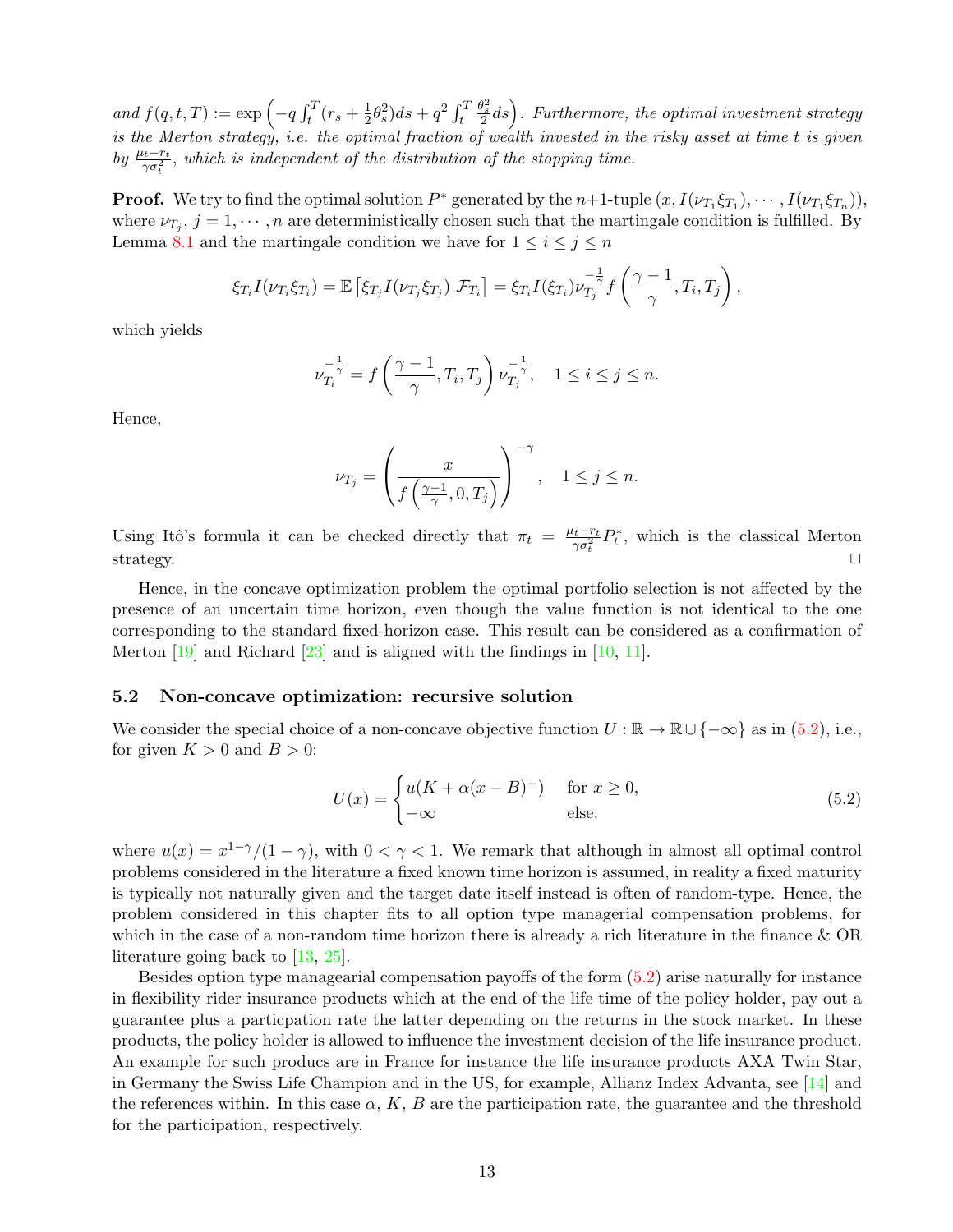*and $f(q,t,T) := \exp\left(-q\int_t^T (r_s + \frac{1}{2}\theta_s^2)ds + q^2\int_t^T \frac{\theta_s^2}{2}ds\right)$. Furthermore, the optimal investment strategy is the Merton strategy, i.e. the optimal fraction of wealth invested in the risky asset at time $t$ is given by $\frac{\mu_t - r_t}{\gamma\sigma_t^2}$, which is independent of the distribution of the stopping time.*

**Proof.** We try to find the optimal solution $P^*$ generated by the $n$+1-tuple $(x, I(\nu_{T_1}\xi_{T_1}), \cdots, I(\nu_{T_1}\xi_{T_n}))$, where $\nu_{T_j}$, $j = 1, \cdots, n$ are deterministically chosen such that the martingale condition is fulfilled. By Lemma 8.1 and the martingale condition we have for $1 \le i \le j \le n$

$$\xi_{T_i} I(\nu_{T_i}\xi_{T_i}) = \mathbb{E}\left[\xi_{T_j} I(\nu_{T_j}\xi_{T_j}) \middle| \mathcal{F}_{T_i}\right] = \xi_{T_i} I(\xi_{T_i}) \nu_{T_j}^{-\frac{1}{\gamma}} f\left(\frac{\gamma-1}{\gamma}, T_i, T_j\right),$$

which yields

$$\nu_{T_i}^{-\frac{1}{\gamma}} = f\left(\frac{\gamma-1}{\gamma}, T_i, T_j\right)\nu_{T_j}^{-\frac{1}{\gamma}}, \quad 1 \le i \le j \le n.$$

Hence,

$$\nu_{T_j} = \left(\frac{x}{f\left(\frac{\gamma-1}{\gamma}, 0, T_j\right)}\right)^{-\gamma}, \quad 1 \le j \le n.$$

Using Itô's formula it can be checked directly that $\pi_t = \frac{\mu_t - r_t}{\gamma\sigma_t^2}P_t^*$, which is the classical Merton strategy. □

Hence, in the concave optimization problem the optimal portfolio selection is not affected by the presence of an uncertain time horizon, even though the value function is not identical to the one corresponding to the standard fixed-horizon case. This result can be considered as a confirmation of Merton [19] and Richard [23] and is aligned with the findings in [10, 11].

## 5.2 Non-concave optimization: recursive solution

We consider the special choice of a non-concave objective function $U : \mathbb{R} \to \mathbb{R} \cup \{-\infty\}$ as in (5.2), i.e., for given $K > 0$ and $B > 0$:

$$U(x) = \begin{cases} u(K + \alpha(x-B)^+) & \text{for } x \ge 0, \\ -\infty & \text{else.} \end{cases} \tag{5.2}$$

where $u(x) = x^{1-\gamma}/(1-\gamma)$, with $0 < \gamma < 1$. We remark that although in almost all optimal control problems considered in the literature a fixed known time horizon is assumed, in reality a fixed maturity is typically not naturally given and the target date itself instead is often of random-type. Hence, the problem considered in this chapter fits to all option type managerial compensation problems, for which in the case of a non-random time horizon there is already a rich literature in the finance & OR literature going back to [13, 25].

Besides option type managearial compensation payoffs of the form (5.2) arise naturally for instance in flexibility rider insurance products which at the end of the life time of the policy holder, pay out a guarantee plus a particpation rate the latter depending on the returns in the stock market. In these products, the policy holder is allowed to influence the investment decision of the life insurance product. An example for such producs are in France for instance the life insurance products AXA Twin Star, in Germany the Swiss Life Champion and in the US, for example, Allianz Index Advanta, see [14] and the references within. In this case $\alpha$, $K$, $B$ are the participation rate, the guarantee and the threshold for the participation, respectively.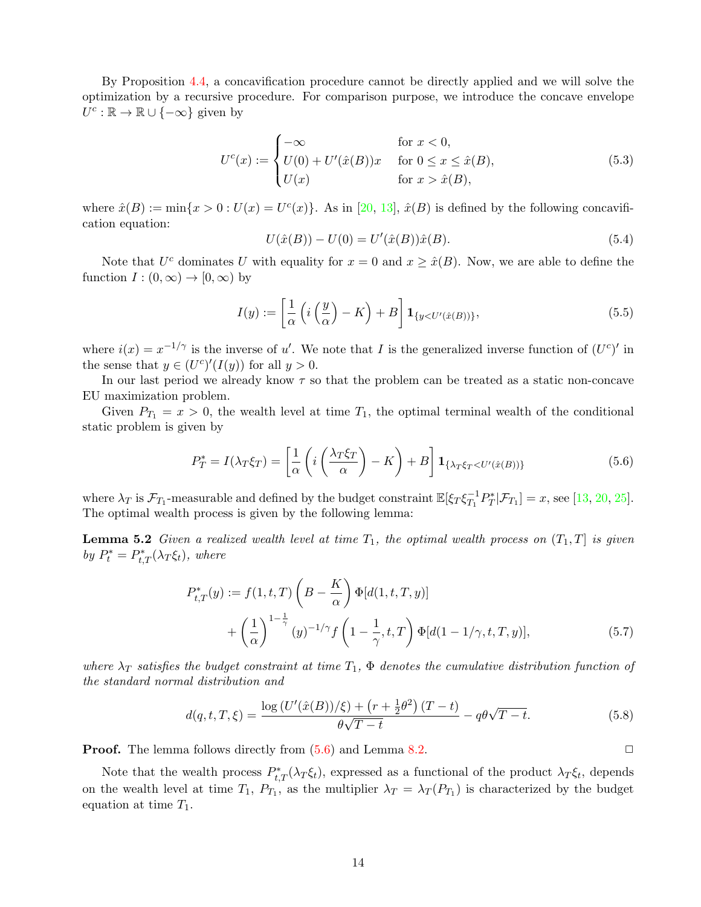By Proposition 4.4, a concavification procedure cannot be directly applied and we will solve the optimization by a recursive procedure. For comparison purpose, we introduce the concave envelope $U^c : \mathbb{R} \to \mathbb{R} \cup \{-\infty\}$ given by

$$U^c(x) := \begin{cases} -\infty & \text{for } x < 0, \\ U(0) + U'(\hat{x}(B))x & \text{for } 0 \le x \le \hat{x}(B), \\ U(x) & \text{for } x > \hat{x}(B), \end{cases} \tag{5.3}$$

where $\hat{x}(B) := \min\{x > 0 : U(x) = U^c(x)\}$. As in [20, 13], $\hat{x}(B)$ is defined by the following concavification equation:

$$U(\hat{x}(B)) - U(0) = U'(\hat{x}(B))\hat{x}(B). \tag{5.4}$$

Note that $U^c$ dominates $U$ with equality for $x = 0$ and $x \ge \hat{x}(B)$. Now, we are able to define the function $I : (0, \infty) \to [0, \infty)$ by

$$I(y) := \left[\frac{1}{\alpha}\left(i\left(\frac{y}{\alpha}\right) - K\right) + B\right] \mathbf{1}_{\{y < U'(\hat{x}(B))\}}, \tag{5.5}$$

where $i(x) = x^{-1/\gamma}$ is the inverse of $u'$. We note that $I$ is the generalized inverse function of $(U^c)'$ in the sense that $y \in (U^c)'(I(y))$ for all $y > 0$.

In our last period we already know $\tau$ so that the problem can be treated as a static non-concave EU maximization problem.

Given $P_{T_1} = x > 0$, the wealth level at time $T_1$, the optimal terminal wealth of the conditional static problem is given by

$$P_T^* = I(\lambda_T \xi_T) = \left[\frac{1}{\alpha}\left(i\left(\frac{\lambda_T \xi_T}{\alpha}\right) - K\right) + B\right] \mathbf{1}_{\{\lambda_T \xi_T < U'(\hat{x}(B))\}} \tag{5.6}$$

where $\lambda_T$ is $\mathcal{F}_{T_1}$-measurable and defined by the budget constraint $\mathbb{E}[\xi_T \xi_{T_1}^{-1} P_T^* | \mathcal{F}_{T_1}] = x$, see [13, 20, 25]. The optimal wealth process is given by the following lemma:

**Lemma 5.2** *Given a realized wealth level at time $T_1$, the optimal wealth process on $(T_1, T]$ is given by $P_t^* = P_{t,T}^*(\lambda_T \xi_t)$, where*

$$\begin{aligned} P_{t,T}^*(y) := {} & f(1, t, T)\left(B - \frac{K}{\alpha}\right)\Phi[d(1, t, T, y)] \\ & + \left(\frac{1}{\alpha}\right)^{1-\frac{1}{\gamma}} (y)^{-1/\gamma} f\left(1 - \frac{1}{\gamma}, t, T\right)\Phi[d(1 - 1/\gamma, t, T, y)], \end{aligned} \tag{5.7}$$

*where $\lambda_T$ satisfies the budget constraint at time $T_1$, $\Phi$ denotes the cumulative distribution function of the standard normal distribution and*

$$d(q, t, T, \xi) = \frac{\log\left(U'(\hat{x}(B))/\xi\right) + \left(r + \frac{1}{2}\theta^2\right)(T - t)}{\theta\sqrt{T - t}} - q\theta\sqrt{T - t}. \tag{5.8}$$

**Proof.** The lemma follows directly from (5.6) and Lemma 8.2. □

Note that the wealth process $P_{t,T}^*(\lambda_T \xi_t)$, expressed as a functional of the product $\lambda_T \xi_t$, depends on the wealth level at time $T_1$, $P_{T_1}$, as the multiplier $\lambda_T = \lambda_T(P_{T_1})$ is characterized by the budget equation at time $T_1$.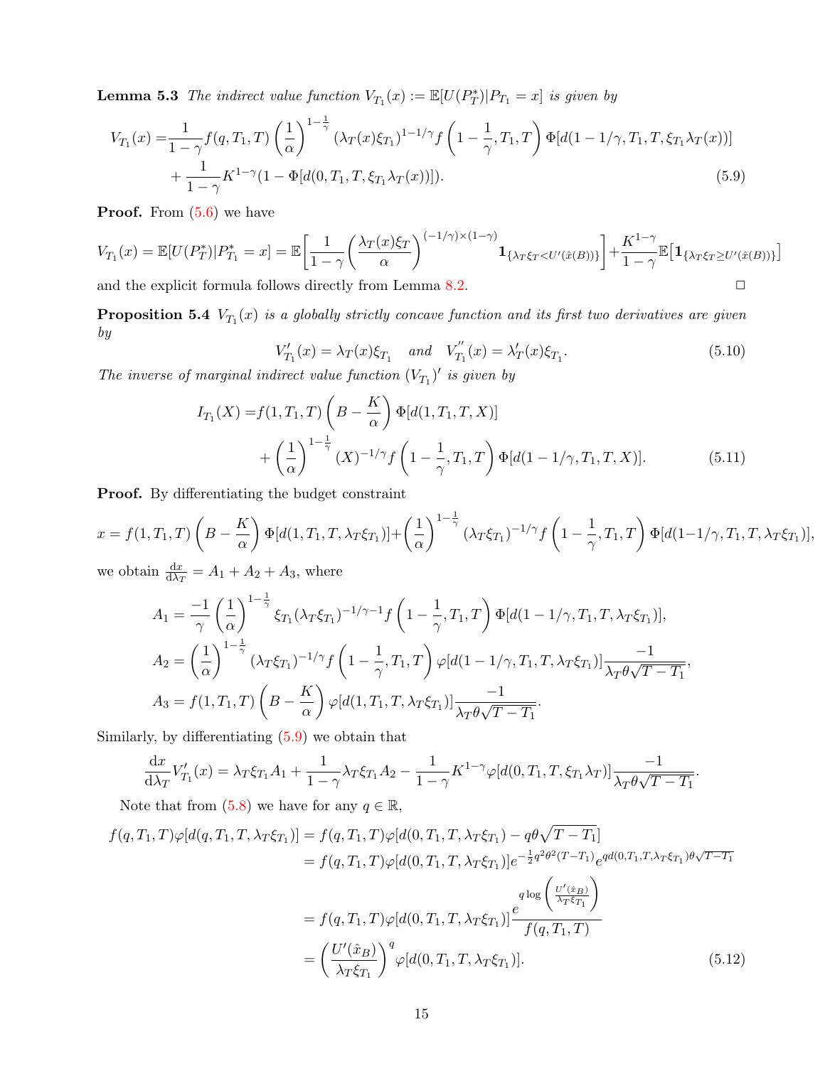**Lemma 5.3** *The indirect value function $V_{T_1}(x) := \mathbb{E}[U(P_T^*)|P_{T_1} = x]$ is given by*

$$
\begin{aligned}
V_{T_1}(x) =& \frac{1}{1-\gamma} f(q, T_1, T) \left(\frac{1}{\alpha}\right)^{1-\frac{1}{\gamma}} (\lambda_T(x)\xi_{T_1})^{1-1/\gamma} f\left(1-\frac{1}{\gamma}, T_1, T\right) \Phi[d(1-1/\gamma, T_1, T, \xi_{T_1}\lambda_T(x))] \\
&+ \frac{1}{1-\gamma} K^{1-\gamma}(1 - \Phi[d(0, T_1, T, \xi_{T_1}\lambda_T(x))]).
\end{aligned} \tag{5.9}
$$

**Proof.** From (5.6) we have

$$
V_{T_1}(x) = \mathbb{E}[U(P_T^*)|P_{T_1}^* = x] = \mathbb{E}\left[\frac{1}{1-\gamma}\left(\frac{\lambda_T(x)\xi_T}{\alpha}\right)^{(-1/\gamma)\times(1-\gamma)} \mathbf{1}_{\{\lambda_T\xi_T < U'(\hat{x}(B))\}}\right] + \frac{K^{1-\gamma}}{1-\gamma}\mathbb{E}\big[\mathbf{1}_{\{\lambda_T\xi_T \geq U'(\hat{x}(B))\}}\big]
$$

and the explicit formula follows directly from Lemma 8.2. $\square$

**Proposition 5.4** *$V_{T_1}(x)$ is a globally strictly concave function and its first two derivatives are given by*

$$
V'_{T_1}(x) = \lambda_T(x)\xi_{T_1} \quad \text{and} \quad V''_{T_1}(x) = \lambda'_T(x)\xi_{T_1}. \tag{5.10}
$$

*The inverse of marginal indirect value function $(V_{T_1})'$ is given by*

$$
\begin{aligned}
I_{T_1}(X) =& f(1, T_1, T)\left(B - \frac{K}{\alpha}\right)\Phi[d(1, T_1, T, X)] \\
&+ \left(\frac{1}{\alpha}\right)^{1-\frac{1}{\gamma}} (X)^{-1/\gamma} f\left(1-\frac{1}{\gamma}, T_1, T\right)\Phi[d(1-1/\gamma, T_1, T, X)].
\end{aligned} \tag{5.11}
$$

**Proof.** By differentiating the budget constraint

$$
x = f(1, T_1, T)\left(B - \frac{K}{\alpha}\right)\Phi[d(1, T_1, T, \lambda_T\xi_{T_1})] + \left(\frac{1}{\alpha}\right)^{1-\frac{1}{\gamma}} (\lambda_T\xi_{T_1})^{-1/\gamma} f\left(1-\frac{1}{\gamma}, T_1, T\right)\Phi[d(1-1/\gamma, T_1, T, \lambda_T\xi_{T_1})],
$$

we obtain $\frac{\mathrm{d}x}{\mathrm{d}\lambda_T} = A_1 + A_2 + A_3$, where

$$
\begin{aligned}
A_1 &= \frac{-1}{\gamma}\left(\frac{1}{\alpha}\right)^{1-\frac{1}{\gamma}} \xi_{T_1}(\lambda_T\xi_{T_1})^{-1/\gamma-1} f\left(1-\frac{1}{\gamma}, T_1, T\right)\Phi[d(1-1/\gamma, T_1, T, \lambda_T\xi_{T_1})], \\
A_2 &= \left(\frac{1}{\alpha}\right)^{1-\frac{1}{\gamma}} (\lambda_T\xi_{T_1})^{-1/\gamma} f\left(1-\frac{1}{\gamma}, T_1, T\right)\varphi[d(1-1/\gamma, T_1, T, \lambda_T\xi_{T_1})]\frac{-1}{\lambda_T\theta\sqrt{T-T_1}}, \\
A_3 &= f(1, T_1, T)\left(B - \frac{K}{\alpha}\right)\varphi[d(1, T_1, T, \lambda_T\xi_{T_1})]\frac{-1}{\lambda_T\theta\sqrt{T-T_1}}.
\end{aligned}
$$

Similarly, by differentiating (5.9) we obtain that

$$
\frac{\mathrm{d}x}{\mathrm{d}\lambda_T} V'_{T_1}(x) = \lambda_T\xi_{T_1}A_1 + \frac{1}{1-\gamma}\lambda_T\xi_{T_1}A_2 - \frac{1}{1-\gamma}K^{1-\gamma}\varphi[d(0, T_1, T, \xi_{T_1}\lambda_T)]\frac{-1}{\lambda_T\theta\sqrt{T-T_1}}.
$$

Note that from (5.8) we have for any $q \in \mathbb{R}$,

$$
\begin{aligned}
f(q, T_1, T)\varphi[d(q, T_1, T, \lambda_T\xi_{T_1})] &= f(q, T_1, T)\varphi[d(0, T_1, T, \lambda_T\xi_{T_1}) - q\theta\sqrt{T-T_1}] \\
&= f(q, T_1, T)\varphi[d(0, T_1, T, \lambda_T\xi_{T_1})]e^{-\frac{1}{2}q^2\theta^2(T-T_1)}e^{qd(0,T_1,T,\lambda_T\xi_{T_1})\theta\sqrt{T-T_1}} \\
&= f(q, T_1, T)\varphi[d(0, T_1, T, \lambda_T\xi_{T_1})]\frac{e^{q\log\left(\frac{U'(\hat{x}_B)}{\lambda_T\xi_{T_1}}\right)}}{f(q, T_1, T)} \\
&= \left(\frac{U'(\hat{x}_B)}{\lambda_T\xi_{T_1}}\right)^q \varphi[d(0, T_1, T, \lambda_T\xi_{T_1})].
\end{aligned} \tag{5.12}
$$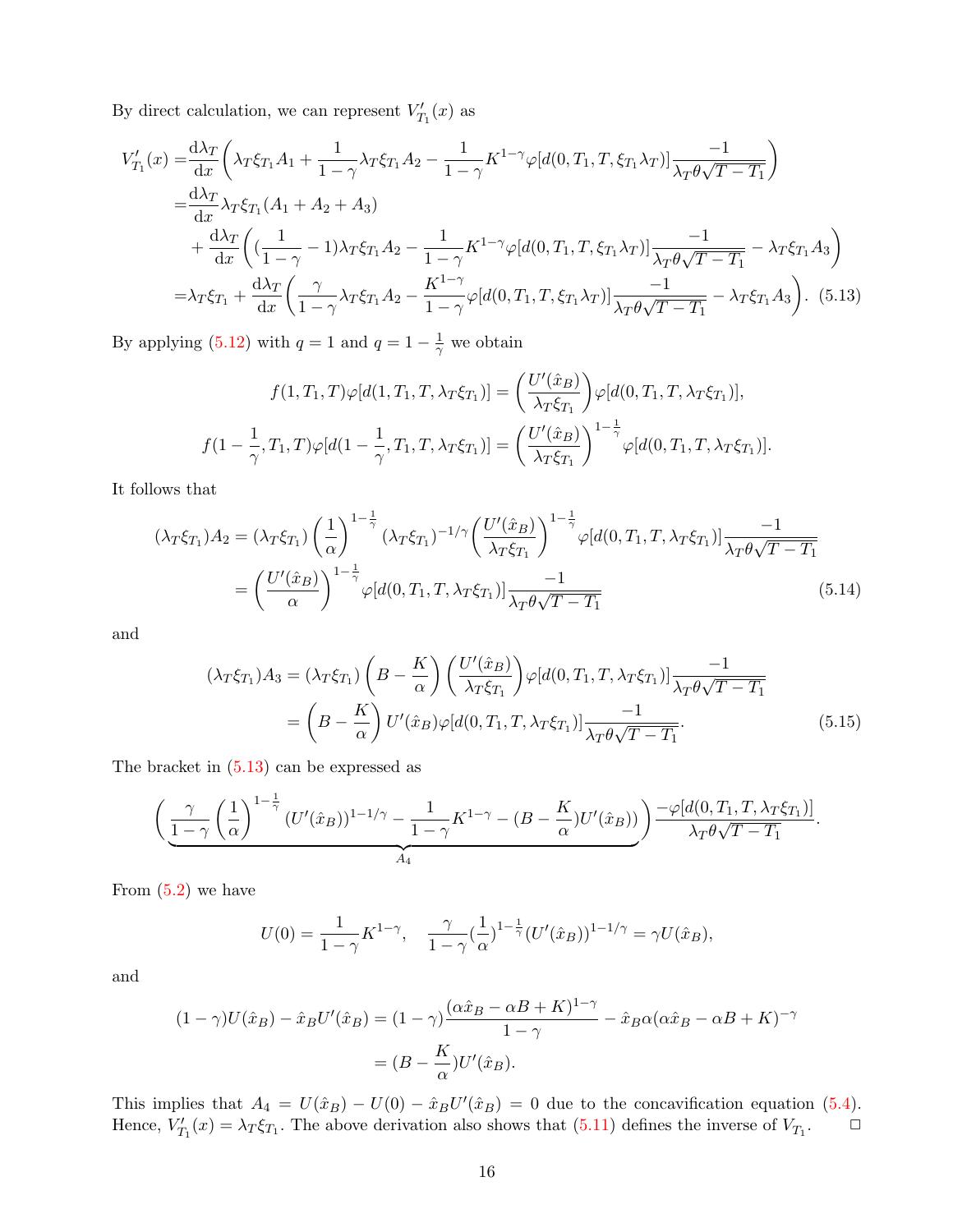By direct calculation, we can represent $V_{T_1}'(x)$ as

$$
\begin{aligned}
V_{T_1}'(x) =& \frac{\mathrm{d}\lambda_T}{\mathrm{d}x}\left(\lambda_T\xi_{T_1}A_1 + \frac{1}{1-\gamma}\lambda_T\xi_{T_1}A_2 - \frac{1}{1-\gamma}K^{1-\gamma}\varphi[d(0,T_1,T,\xi_{T_1}\lambda_T)]\frac{-1}{\lambda_T\theta\sqrt{T-T_1}}\right)\\
=& \frac{\mathrm{d}\lambda_T}{\mathrm{d}x}\lambda_T\xi_{T_1}(A_1+A_2+A_3)\\
&+ \frac{\mathrm{d}\lambda_T}{\mathrm{d}x}\left((\frac{1}{1-\gamma}-1)\lambda_T\xi_{T_1}A_2 - \frac{1}{1-\gamma}K^{1-\gamma}\varphi[d(0,T_1,T,\xi_{T_1}\lambda_T)]\frac{-1}{\lambda_T\theta\sqrt{T-T_1}} - \lambda_T\xi_{T_1}A_3\right)\\
=& \lambda_T\xi_{T_1} + \frac{\mathrm{d}\lambda_T}{\mathrm{d}x}\left(\frac{\gamma}{1-\gamma}\lambda_T\xi_{T_1}A_2 - \frac{K^{1-\gamma}}{1-\gamma}\varphi[d(0,T_1,T,\xi_{T_1}\lambda_T)]\frac{-1}{\lambda_T\theta\sqrt{T-T_1}} - \lambda_T\xi_{T_1}A_3\right). \quad (5.13)
\end{aligned}
$$

By applying (5.12) with $q=1$ and $q=1-\frac{1}{\gamma}$ we obtain

$$
f(1,T_1,T)\varphi[d(1,T_1,T,\lambda_T\xi_{T_1})] = \left(\frac{U'(\hat{x}_B)}{\lambda_T\xi_{T_1}}\right)\varphi[d(0,T_1,T,\lambda_T\xi_{T_1})],
$$

$$
f(1-\frac{1}{\gamma},T_1,T)\varphi[d(1-\frac{1}{\gamma},T_1,T,\lambda_T\xi_{T_1})] = \left(\frac{U'(\hat{x}_B)}{\lambda_T\xi_{T_1}}\right)^{1-\frac{1}{\gamma}}\varphi[d(0,T_1,T,\lambda_T\xi_{T_1})].
$$

It follows that

$$
\begin{aligned}
(\lambda_T\xi_{T_1})A_2 &= (\lambda_T\xi_{T_1})\left(\frac{1}{\alpha}\right)^{1-\frac{1}{\gamma}}(\lambda_T\xi_{T_1})^{-1/\gamma}\left(\frac{U'(\hat{x}_B)}{\lambda_T\xi_{T_1}}\right)^{1-\frac{1}{\gamma}}\varphi[d(0,T_1,T,\lambda_T\xi_{T_1})]\frac{-1}{\lambda_T\theta\sqrt{T-T_1}}\\
&= \left(\frac{U'(\hat{x}_B)}{\alpha}\right)^{1-\frac{1}{\gamma}}\varphi[d(0,T_1,T,\lambda_T\xi_{T_1})]\frac{-1}{\lambda_T\theta\sqrt{T-T_1}} \quad (5.14)
\end{aligned}
$$

and

$$
\begin{aligned}
(\lambda_T\xi_{T_1})A_3 &= (\lambda_T\xi_{T_1})\left(B-\frac{K}{\alpha}\right)\left(\frac{U'(\hat{x}_B)}{\lambda_T\xi_{T_1}}\right)\varphi[d(0,T_1,T,\lambda_T\xi_{T_1})]\frac{-1}{\lambda_T\theta\sqrt{T-T_1}}\\
&= \left(B-\frac{K}{\alpha}\right)U'(\hat{x}_B)\varphi[d(0,T_1,T,\lambda_T\xi_{T_1})]\frac{-1}{\lambda_T\theta\sqrt{T-T_1}}. \quad (5.15)
\end{aligned}
$$

The bracket in (5.13) can be expressed as

$$
\Bigg(\underbrace{\frac{\gamma}{1-\gamma}\left(\frac{1}{\alpha}\right)^{1-\frac{1}{\gamma}}(U'(\hat{x}_B))^{1-1/\gamma} - \frac{1}{1-\gamma}K^{1-\gamma} - (B-\frac{K}{\alpha})U'(\hat{x}_B))}_{A_4}\Bigg)\frac{-\varphi[d(0,T_1,T,\lambda_T\xi_{T_1})]}{\lambda_T\theta\sqrt{T-T_1}}.
$$

From (5.2) we have

$$
U(0) = \frac{1}{1-\gamma}K^{1-\gamma}, \quad \frac{\gamma}{1-\gamma}(\frac{1}{\alpha})^{1-\frac{1}{\gamma}}(U'(\hat{x}_B))^{1-1/\gamma} = \gamma U(\hat{x}_B),
$$

and

$$
\begin{aligned}
(1-\gamma)U(\hat{x}_B) - \hat{x}_B U'(\hat{x}_B) &= (1-\gamma)\frac{(\alpha\hat{x}_B - \alpha B + K)^{1-\gamma}}{1-\gamma} - \hat{x}_B\alpha(\alpha\hat{x}_B-\alpha B+K)^{-\gamma}\\
&= (B-\frac{K}{\alpha})U'(\hat{x}_B).
\end{aligned}
$$

This implies that $A_4 = U(\hat{x}_B) - U(0) - \hat{x}_B U'(\hat{x}_B) = 0$ due to the concavification equation (5.4). Hence, $V_{T_1}'(x) = \lambda_T\xi_{T_1}$. The above derivation also shows that (5.11) defines the inverse of $V_{T_1}$. □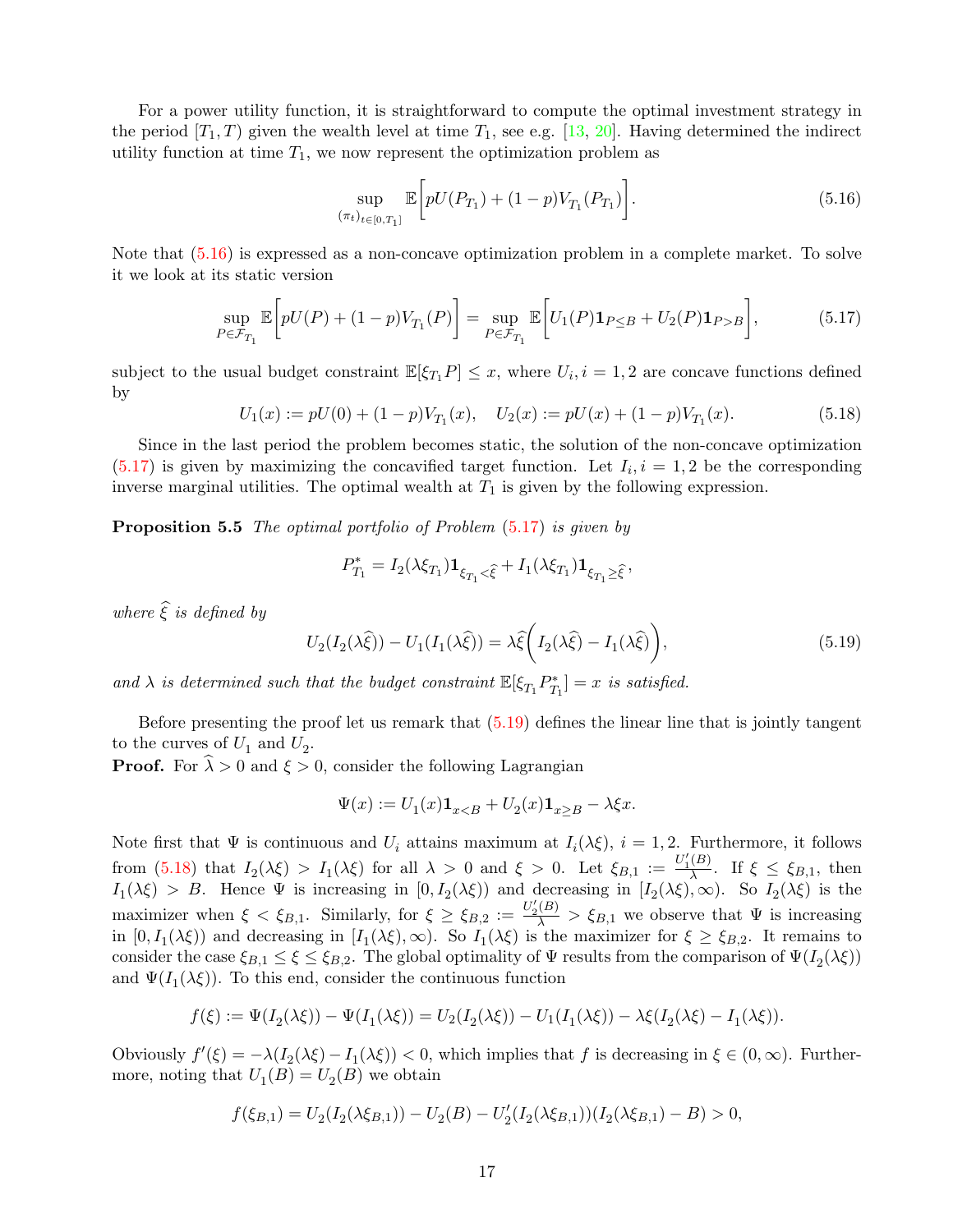For a power utility function, it is straightforward to compute the optimal investment strategy in the period $[T_1, T)$ given the wealth level at time $T_1$, see e.g. [13, 20]. Having determined the indirect utility function at time $T_1$, we now represent the optimization problem as

$$\sup_{(\pi_t)_{t\in[0,T_1]}} \mathbb{E}\Big[pU(P_{T_1}) + (1-p)V_{T_1}(P_{T_1})\Big]. \tag{5.16}$$

Note that (5.16) is expressed as a non-concave optimization problem in a complete market. To solve it we look at its static version

$$\sup_{P\in\mathcal{F}_{T_1}} \mathbb{E}\Big[pU(P) + (1-p)V_{T_1}(P)\Big] = \sup_{P\in\mathcal{F}_{T_1}} \mathbb{E}\Big[U_1(P)\mathbf{1}_{P\le B} + U_2(P)\mathbf{1}_{P>B}\Big], \tag{5.17}$$

subject to the usual budget constraint $\mathbb{E}[\xi_{T_1}P] \le x$, where $U_i, i = 1,2$ are concave functions defined by

$$U_1(x) := pU(0) + (1-p)V_{T_1}(x), \quad U_2(x) := pU(x) + (1-p)V_{T_1}(x). \tag{5.18}$$

Since in the last period the problem becomes static, the solution of the non-concave optimization (5.17) is given by maximizing the concavified target function. Let $I_i, i = 1,2$ be the corresponding inverse marginal utilities. The optimal wealth at $T_1$ is given by the following expression.

**Proposition 5.5** *The optimal portfolio of Problem (5.17) is given by*

$$P^*_{T_1} = I_2(\lambda\xi_{T_1})\mathbf{1}_{\xi_{T_1}<\widehat{\xi}} + I_1(\lambda\xi_{T_1})\mathbf{1}_{\xi_{T_1}\ge\widehat{\xi}},$$

*where $\widehat{\xi}$ is defined by*

$$U_2(I_2(\lambda\widehat{\xi})) - U_1(I_1(\lambda\widehat{\xi})) = \lambda\widehat{\xi}\Big(I_2(\lambda\widehat{\xi}) - I_1(\lambda\widehat{\xi})\Big), \tag{5.19}$$

*and $\lambda$ is determined such that the budget constraint $\mathbb{E}[\xi_{T_1}P^*_{T_1}] = x$ is satisfied.*

Before presenting the proof let us remark that (5.19) defines the linear line that is jointly tangent to the curves of $U_1$ and $U_2$.

**Proof.** For $\widehat{\lambda} > 0$ and $\xi > 0$, consider the following Lagrangian

$$\Psi(x) := U_1(x)\mathbf{1}_{x<B} + U_2(x)\mathbf{1}_{x\ge B} - \lambda\xi x.$$

Note first that $\Psi$ is continuous and $U_i$ attains maximum at $I_i(\lambda\xi)$, $i = 1,2$. Furthermore, it follows from (5.18) that $I_2(\lambda\xi) > I_1(\lambda\xi)$ for all $\lambda > 0$ and $\xi > 0$. Let $\xi_{B,1} := \frac{U_1'(B)}{\lambda}$. If $\xi \le \xi_{B,1}$, then $I_1(\lambda\xi) > B$. Hence $\Psi$ is increasing in $[0, I_2(\lambda\xi))$ and decreasing in $[I_2(\lambda\xi), \infty)$. So $I_2(\lambda\xi)$ is the maximizer when $\xi < \xi_{B,1}$. Similarly, for $\xi \ge \xi_{B,2} := \frac{U_2'(B)}{\lambda} > \xi_{B,1}$ we observe that $\Psi$ is increasing in $[0, I_1(\lambda\xi))$ and decreasing in $[I_1(\lambda\xi), \infty)$. So $I_1(\lambda\xi)$ is the maximizer for $\xi \ge \xi_{B,2}$. It remains to consider the case $\xi_{B,1} \le \xi \le \xi_{B,2}$. The global optimality of $\Psi$ results from the comparison of $\Psi(I_2(\lambda\xi))$ and $\Psi(I_1(\lambda\xi))$. To this end, consider the continuous function

$$f(\xi) := \Psi(I_2(\lambda\xi)) - \Psi(I_1(\lambda\xi)) = U_2(I_2(\lambda\xi)) - U_1(I_1(\lambda\xi)) - \lambda\xi(I_2(\lambda\xi) - I_1(\lambda\xi)).$$

Obviously $f'(\xi) = -\lambda(I_2(\lambda\xi) - I_1(\lambda\xi)) < 0$, which implies that $f$ is decreasing in $\xi \in (0,\infty)$. Furthermore, noting that $U_1(B) = U_2(B)$ we obtain

$$f(\xi_{B,1}) = U_2(I_2(\lambda\xi_{B,1})) - U_2(B) - U_2'(I_2(\lambda\xi_{B,1}))(I_2(\lambda\xi_{B,1}) - B) > 0,$$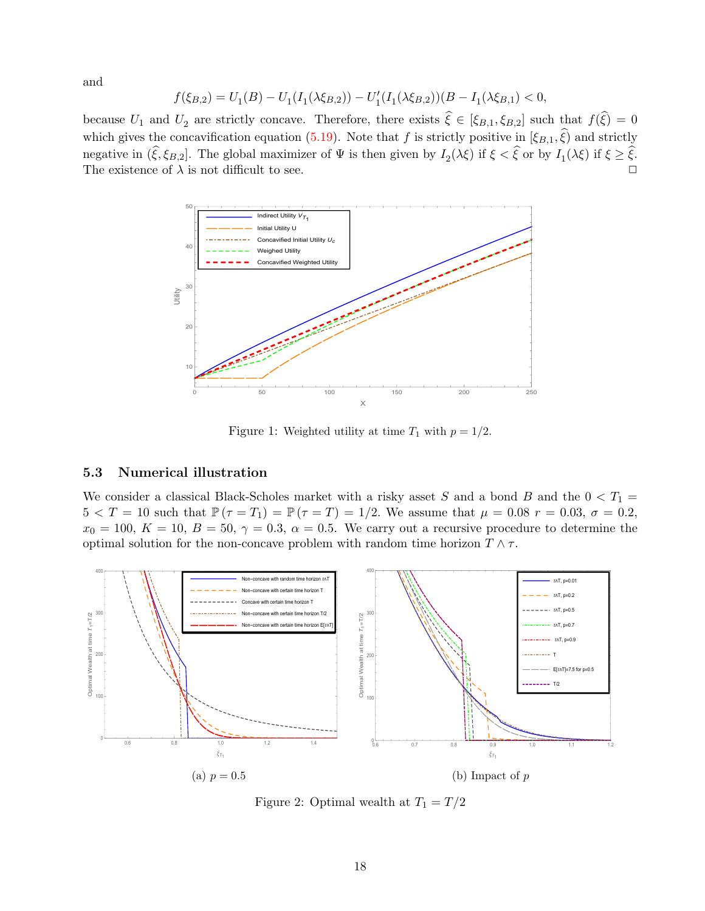and

$$f(\xi_{B,2}) = U_1(B) - U_1(I_1(\lambda\xi_{B,2})) - U_1'(I_1(\lambda\xi_{B,2}))(B - I_1(\lambda\xi_{B,1}) < 0,$$

because $U_1$ and $U_2$ are strictly concave. Therefore, there exists $\widehat{\xi} \in [\xi_{B,1}, \xi_{B,2}]$ such that $f(\widehat{\xi}) = 0$ which gives the concavification equation (5.19). Note that $f$ is strictly positive in $[\xi_{B,1}, \widehat{\xi})$ and strictly negative in $(\widehat{\xi}, \xi_{B,2}]$. The global maximizer of $\Psi$ is then given by $I_2(\lambda\xi)$ if $\xi < \widehat{\xi}$ or by $I_1(\lambda\xi)$ if $\xi \geq \widehat{\xi}$. The existence of $\lambda$ is not difficult to see. □

Figure 1: Weighted utility at time $T_1$ with $p = 1/2$.

### 5.3 Numerical illustration

We consider a classical Black-Scholes market with a risky asset $S$ and a bond $B$ and the $0 < T_1 = 5 < T = 10$ such that $\mathbb{P}(\tau = T_1) = \mathbb{P}(\tau = T) = 1/2$. We assume that $\mu = 0.08$ $r = 0.03$, $\sigma = 0.2$, $x_0 = 100$, $K = 10$, $B = 50$, $\gamma = 0.3$, $\alpha = 0.5$. We carry out a recursive procedure to determine the optimal solution for the non-concave problem with random time horizon $T \wedge \tau$.

(a) $p = 0.5$

(b) Impact of $p$

Figure 2: Optimal wealth at $T_1 = T/2$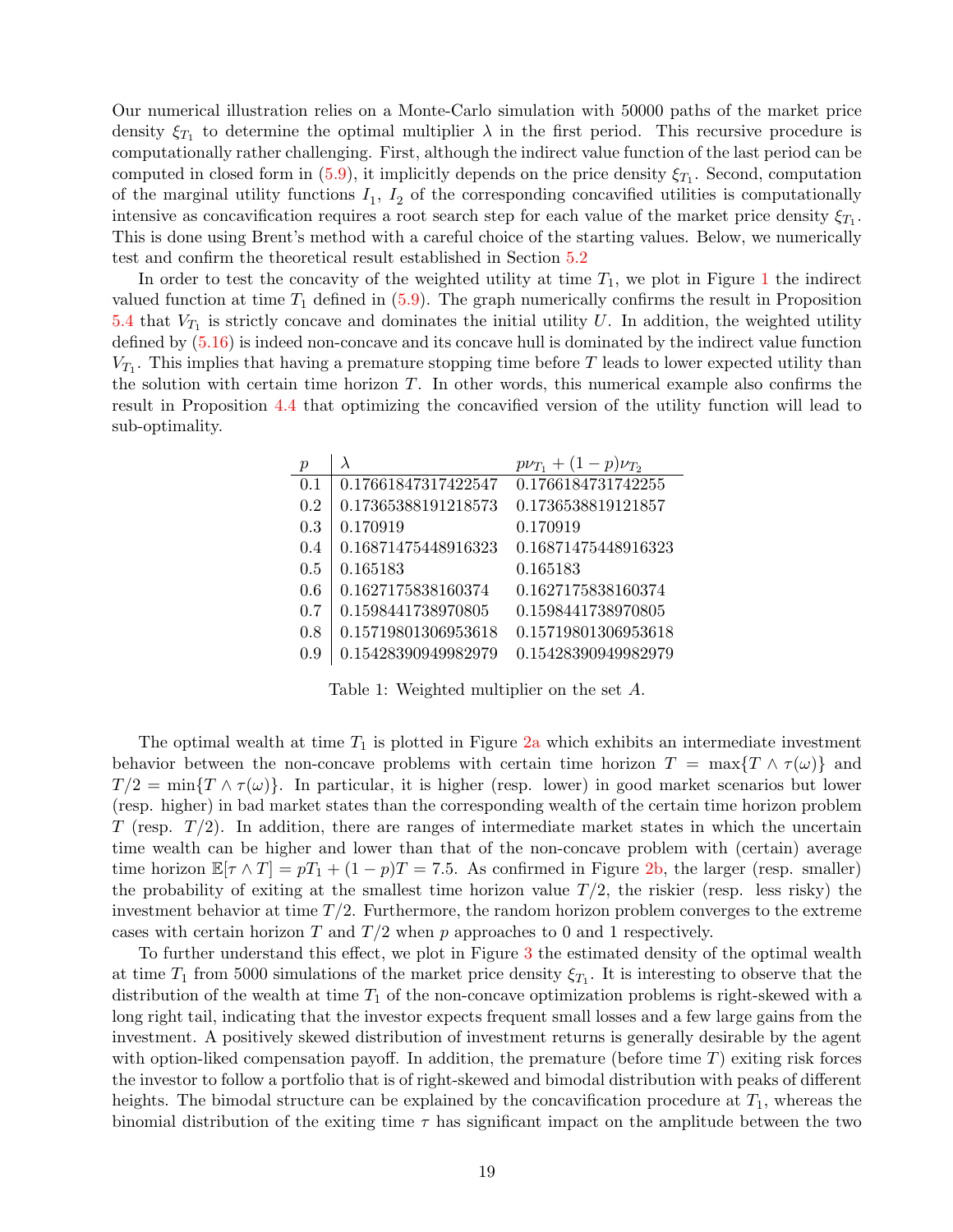Our numerical illustration relies on a Monte-Carlo simulation with 50000 paths of the market price density $\xi_{T_1}$ to determine the optimal multiplier $\lambda$ in the first period. This recursive procedure is computationally rather challenging. First, although the indirect value function of the last period can be computed in closed form in (5.9), it implicitly depends on the price density $\xi_{T_1}$. Second, computation of the marginal utility functions $I_1$, $I_2$ of the corresponding concavified utilities is computationally intensive as concavification requires a root search step for each value of the market price density $\xi_{T_1}$. This is done using Brent's method with a careful choice of the starting values. Below, we numerically test and confirm the theoretical result established in Section 5.2

In order to test the concavity of the weighted utility at time $T_1$, we plot in Figure 1 the indirect valued function at time $T_1$ defined in (5.9). The graph numerically confirms the result in Proposition 5.4 that $V_{T_1}$ is strictly concave and dominates the initial utility $U$. In addition, the weighted utility defined by (5.16) is indeed non-concave and its concave hull is dominated by the indirect value function $V_{T_1}$. This implies that having a premature stopping time before $T$ leads to lower expected utility than the solution with certain time horizon $T$. In other words, this numerical example also confirms the result in Proposition 4.4 that optimizing the concavified version of the utility function will lead to sub-optimality.

| $p$ | $\lambda$ | $p\nu_{T_1} + (1-p)\nu_{T_2}$ |
|---|---|---|
| 0.1 | 0.17661847317422547 | 0.1766184731742255 |
| 0.2 | 0.17365388191218573 | 0.1736538819121857 |
| 0.3 | 0.170919 | 0.170919 |
| 0.4 | 0.16871475448916323 | 0.16871475448916323 |
| 0.5 | 0.165183 | 0.165183 |
| 0.6 | 0.1627175838160374 | 0.1627175838160374 |
| 0.7 | 0.1598441738970805 | 0.1598441738970805 |
| 0.8 | 0.15719801306953618 | 0.15719801306953618 |
| 0.9 | 0.15428390949982979 | 0.15428390949982979 |

Table 1: Weighted multiplier on the set $A$.

The optimal wealth at time $T_1$ is plotted in Figure 2a which exhibits an intermediate investment behavior between the non-concave problems with certain time horizon $T = \max\{T \wedge \tau(\omega)\}$ and $T/2 = \min\{T \wedge \tau(\omega)\}$. In particular, it is higher (resp. lower) in good market scenarios but lower (resp. higher) in bad market states than the corresponding wealth of the certain time horizon problem $T$ (resp. $T/2$). In addition, there are ranges of intermediate market states in which the uncertain time wealth can be higher and lower than that of the non-concave problem with (certain) average time horizon $\mathbb{E}[\tau \wedge T] = pT_1 + (1-p)T = 7.5$. As confirmed in Figure 2b, the larger (resp. smaller) the probability of exiting at the smallest time horizon value $T/2$, the riskier (resp. less risky) the investment behavior at time $T/2$. Furthermore, the random horizon problem converges to the extreme cases with certain horizon $T$ and $T/2$ when $p$ approaches to 0 and 1 respectively.

To further understand this effect, we plot in Figure 3 the estimated density of the optimal wealth at time $T_1$ from 5000 simulations of the market price density $\xi_{T_1}$. It is interesting to observe that the distribution of the wealth at time $T_1$ of the non-concave optimization problems is right-skewed with a long right tail, indicating that the investor expects frequent small losses and a few large gains from the investment. A positively skewed distribution of investment returns is generally desirable by the agent with option-liked compensation payoff. In addition, the premature (before time $T$) exiting risk forces the investor to follow a portfolio that is of right-skewed and bimodal distribution with peaks of different heights. The bimodal structure can be explained by the concavification procedure at $T_1$, whereas the binomial distribution of the exiting time $\tau$ has significant impact on the amplitude between the two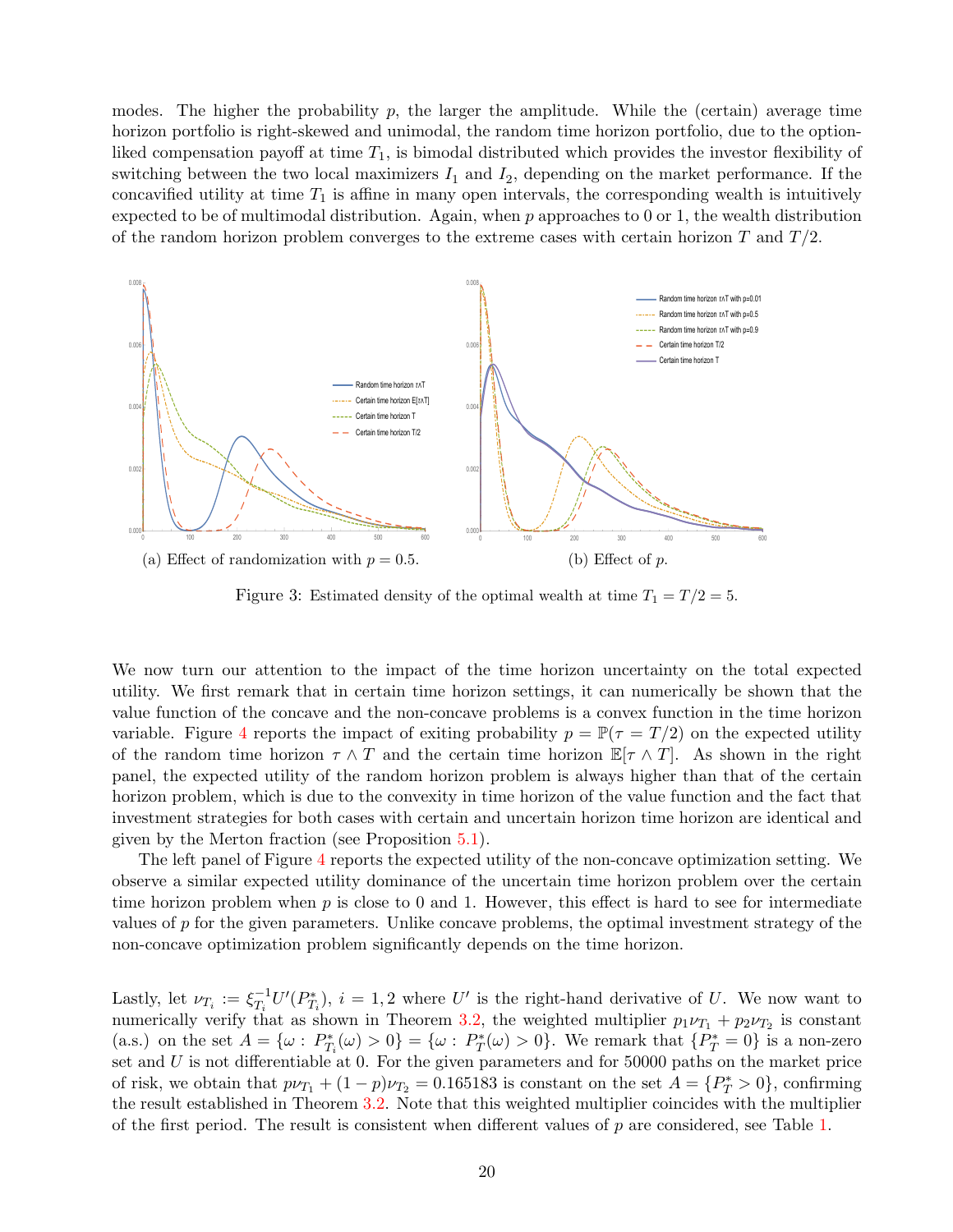modes. The higher the probability $p$, the larger the amplitude. While the (certain) average time horizon portfolio is right-skewed and unimodal, the random time horizon portfolio, due to the option-liked compensation payoff at time $T_1$, is bimodal distributed which provides the investor flexibility of switching between the two local maximizers $I_1$ and $I_2$, depending on the market performance. If the concavified utility at time $T_1$ is affine in many open intervals, the corresponding wealth is intuitively expected to be of multimodal distribution. Again, when $p$ approaches to 0 or 1, the wealth distribution of the random horizon problem converges to the extreme cases with certain horizon $T$ and $T/2$.

(a) Effect of randomization with $p = 0.5$.

(b) Effect of $p$.

Figure 3: Estimated density of the optimal wealth at time $T_1 = T/2 = 5$.

We now turn our attention to the impact of the time horizon uncertainty on the total expected utility. We first remark that in certain time horizon settings, it can numerically be shown that the value function of the concave and the non-concave problems is a convex function in the time horizon variable. Figure 4 reports the impact of exiting probability $p = \mathbb{P}(\tau = T/2)$ on the expected utility of the random time horizon $\tau \wedge T$ and the certain time horizon $\mathbb{E}[\tau \wedge T]$. As shown in the right panel, the expected utility of the random horizon problem is always higher than that of the certain horizon problem, which is due to the convexity in time horizon of the value function and the fact that investment strategies for both cases with certain and uncertain horizon time horizon are identical and given by the Merton fraction (see Proposition 5.1).

The left panel of Figure 4 reports the expected utility of the non-concave optimization setting. We observe a similar expected utility dominance of the uncertain time horizon problem over the certain time horizon problem when $p$ is close to 0 and 1. However, this effect is hard to see for intermediate values of $p$ for the given parameters. Unlike concave problems, the optimal investment strategy of the non-concave optimization problem significantly depends on the time horizon.

Lastly, let $\nu_{T_i} := \xi_{T_i}^{-1} U'(P^*_{T_i})$, $i = 1, 2$ where $U'$ is the right-hand derivative of $U$. We now want to numerically verify that as shown in Theorem 3.2, the weighted multiplier $p_1 \nu_{T_1} + p_2 \nu_{T_2}$ is constant (a.s.) on the set $A = \{\omega : P^*_{T_i}(\omega) > 0\} = \{\omega : P^*_T(\omega) > 0\}$. We remark that $\{P^*_T = 0\}$ is a non-zero set and $U$ is not differentiable at 0. For the given parameters and for 50000 paths on the market price of risk, we obtain that $p\nu_{T_1} + (1-p)\nu_{T_2} = 0.165183$ is constant on the set $A = \{P^*_T > 0\}$, confirming the result established in Theorem 3.2. Note that this weighted multiplier coincides with the multiplier of the first period. The result is consistent when different values of $p$ are considered, see Table 1.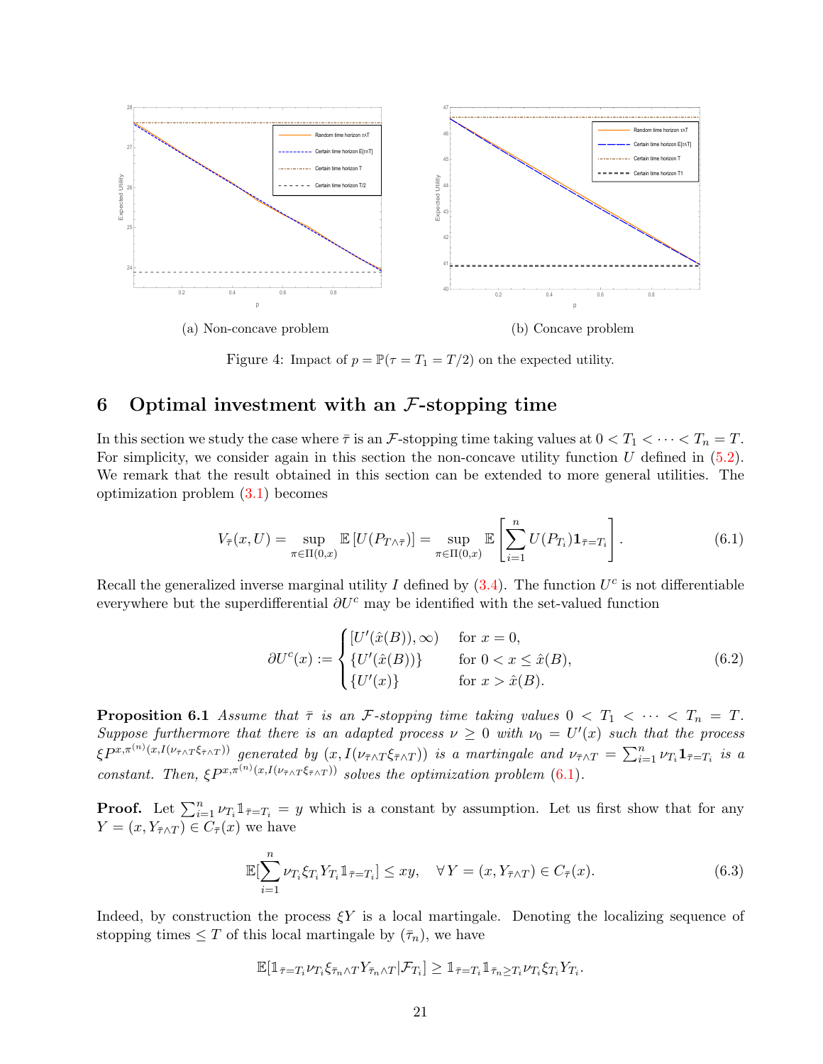(a) Non-concave problem

(b) Concave problem

Figure 4: Impact of $p = \mathbb{P}(\tau = T_1 = T/2)$ on the expected utility.

## 6 Optimal investment with an $\mathcal{F}$-stopping time

In this section we study the case where $\bar{\tau}$ is an $\mathcal{F}$-stopping time taking values at $0 < T_1 < \cdots < T_n = T$. For simplicity, we consider again in this section the non-concave utility function $U$ defined in (5.2). We remark that the result obtained in this section can be extended to more general utilities. The optimization problem (3.1) becomes

$$V_{\bar{\tau}}(x, U) = \sup_{\pi \in \Pi(0,x)} \mathbb{E}\left[U(P_{T\wedge\bar{\tau}})\right] = \sup_{\pi \in \Pi(0,x)} \mathbb{E}\left[\sum_{i=1}^{n} U(P_{T_i}) \mathbf{1}_{\bar{\tau}=T_i}\right]. \tag{6.1}$$

Recall the generalized inverse marginal utility $I$ defined by (3.4). The function $U^c$ is not differentiable everywhere but the superdifferential $\partial U^c$ may be identified with the set-valued function

$$\partial U^c(x) := \begin{cases} [U'(\hat{x}(B)), \infty) & \text{for } x = 0, \\ \{U'(\hat{x}(B))\} & \text{for } 0 < x \leq \hat{x}(B), \\ \{U'(x)\} & \text{for } x > \hat{x}(B). \end{cases} \tag{6.2}$$

**Proposition 6.1** *Assume that $\bar{\tau}$ is an $\mathcal{F}$-stopping time taking values $0 < T_1 < \cdots < T_n = T$. Suppose furthermore that there is an adapted process $\nu \geq 0$ with $\nu_0 = U'(x)$ such that the process $\xi P^{x,\pi^{(n)}(x, I(\nu_{\bar{\tau}\wedge T}\xi_{\bar{\tau}\wedge T}))}$ generated by $(x, I(\nu_{\bar{\tau}\wedge T}\xi_{\bar{\tau}\wedge T}))$ is a martingale and $\nu_{\bar{\tau}\wedge T} = \sum_{i=1}^{n} \nu_{T_i} \mathbf{1}_{\bar{\tau}=T_i}$ is a constant. Then, $\xi P^{x,\pi^{(n)}(x, I(\nu_{\bar{\tau}\wedge T}\xi_{\bar{\tau}\wedge T}))}$ solves the optimization problem (6.1).*

**Proof.** Let $\sum_{i=1}^{n} \nu_{T_i} \mathbb{1}_{\bar{\tau}=T_i} = y$ which is a constant by assumption. Let us first show that for any $Y = (x, Y_{\bar{\tau}\wedge T}) \in C_{\bar{\tau}}(x)$ we have

$$\mathbb{E}[\sum_{i=1}^{n} \nu_{T_i} \xi_{T_i} Y_{T_i} \mathbb{1}_{\bar{\tau}=T_i}] \leq xy, \quad \forall Y = (x, Y_{\bar{\tau}\wedge T}) \in C_{\bar{\tau}}(x). \tag{6.3}$$

Indeed, by construction the process $\xi Y$ is a local martingale. Denoting the localizing sequence of stopping times $\leq T$ of this local martingale by $(\bar{\tau}_n)$, we have

$$\mathbb{E}[\mathbb{1}_{\bar{\tau}=T_i} \nu_{T_i} \xi_{\bar{\tau}_n \wedge T} Y_{\bar{\tau}_n \wedge T} | \mathcal{F}_{T_i}] \geq \mathbb{1}_{\bar{\tau}=T_i} \mathbb{1}_{\bar{\tau}_n \geq T_i} \nu_{T_i} \xi_{T_i} Y_{T_i}.$$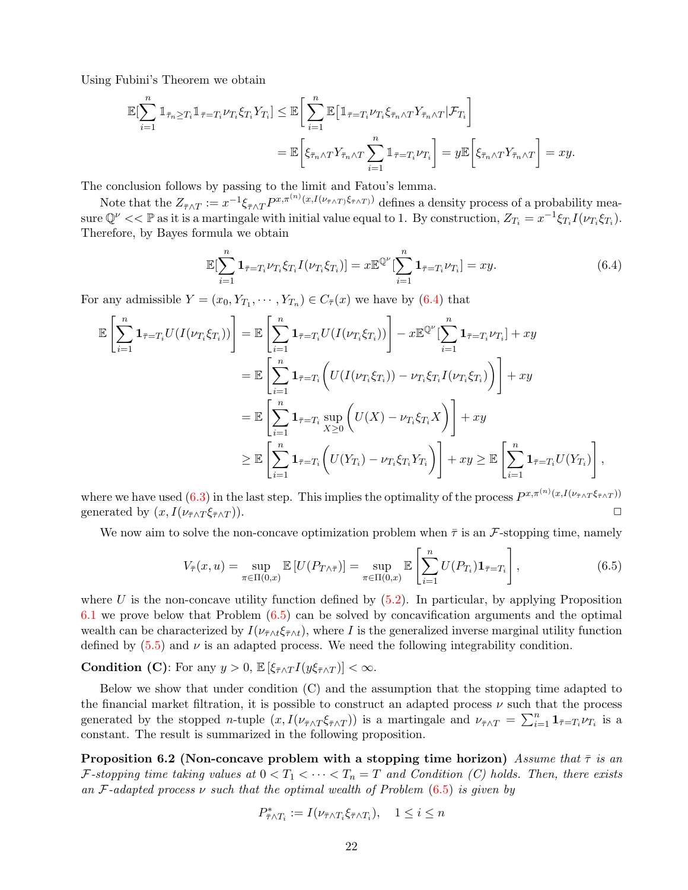Using Fubini's Theorem we obtain

$$\mathbb{E}[\sum_{i=1}^{n} \mathbb{1}_{\bar{\tau}_n \geq T_i} \mathbb{1}_{\bar{\tau}=T_i} \nu_{T_i} \xi_{T_i} Y_{T_i}] \leq \mathbb{E}\bigg[\sum_{i=1}^{n} \mathbb{E}\big[\mathbb{1}_{\bar{\tau}=T_i} \nu_{T_i} \xi_{\bar{\tau}_n \wedge T} Y_{\bar{\tau}_n \wedge T} | \mathcal{F}_{T_i}\big]\bigg]$$

$$= \mathbb{E}\bigg[\xi_{\bar{\tau}_n \wedge T} Y_{\bar{\tau}_n \wedge T} \sum_{i=1}^{n} \mathbb{1}_{\bar{\tau}=T_i} \nu_{T_i}\bigg] = y \mathbb{E}\bigg[\xi_{\bar{\tau}_n \wedge T} Y_{\bar{\tau}_n \wedge T}\bigg] = xy.$$

The conclusion follows by passing to the limit and Fatou's lemma.

Note that the $Z_{\bar{\tau}\wedge T} := x^{-1} \xi_{\bar{\tau}\wedge T} P^{x, \pi^{(n)}(x, I(\nu_{\bar{\tau}\wedge T} \xi_{\bar{\tau}\wedge T}))}$ defines a density process of a probability measure $\mathbb{Q}^{\nu} << \mathbb{P}$ as it is a martingale with initial value equal to 1. By construction, $Z_{T_i} = x^{-1} \xi_{T_i} I(\nu_{T_i} \xi_{T_i})$. Therefore, by Bayes formula we obtain

$$\mathbb{E}[\sum_{i=1}^{n} \mathbf{1}_{\bar{\tau}=T_i} \nu_{T_i} \xi_{T_i} I(\nu_{T_i} \xi_{T_i})] = x \mathbb{E}^{\mathbb{Q}^{\nu}}[\sum_{i=1}^{n} \mathbf{1}_{\bar{\tau}=T_i} \nu_{T_i}] = xy. \tag{6.4}$$

For any admissible $Y = (x_0, Y_{T_1}, \cdots, Y_{T_n}) \in C_{\bar{\tau}}(x)$ we have by (6.4) that

$$\begin{aligned}
\mathbb{E}\left[\sum_{i=1}^{n} \mathbf{1}_{\bar{\tau}=T_i} U(I(\nu_{T_i}\xi_{T_i}))\right] &= \mathbb{E}\left[\sum_{i=1}^{n} \mathbf{1}_{\bar{\tau}=T_i} U(I(\nu_{T_i}\xi_{T_i}))\right] - x\mathbb{E}^{\mathbb{Q}^{\nu}}[\sum_{i=1}^{n} \mathbf{1}_{\bar{\tau}=T_i}\nu_{T_i}] + xy \\
&= \mathbb{E}\left[\sum_{i=1}^{n} \mathbf{1}_{\bar{\tau}=T_i}\Big(U(I(\nu_{T_i}\xi_{T_i})) - \nu_{T_i}\xi_{T_i} I(\nu_{T_i}\xi_{T_i})\Big)\right] + xy \\
&= \mathbb{E}\left[\sum_{i=1}^{n} \mathbf{1}_{\bar{\tau}=T_i} \sup_{X\geq 0}\Big(U(X) - \nu_{T_i}\xi_{T_i} X\Big)\right] + xy \\
&\geq \mathbb{E}\left[\sum_{i=1}^{n} \mathbf{1}_{\bar{\tau}=T_i}\Big(U(Y_{T_i}) - \nu_{T_i}\xi_{T_i} Y_{T_i}\Big)\right] + xy \geq \mathbb{E}\left[\sum_{i=1}^{n} \mathbf{1}_{\bar{\tau}=T_i} U(Y_{T_i})\right],
\end{aligned}$$

where we have used (6.3) in the last step. This implies the optimality of the process $P^{x, \pi^{(n)}(x, I(\nu_{\bar{\tau}\wedge T}\xi_{\bar{\tau}\wedge T}))}$ generated by $(x, I(\nu_{\bar{\tau}\wedge T}\xi_{\bar{\tau}\wedge T}))$. □

We now aim to solve the non-concave optimization problem when $\bar{\tau}$ is an $\mathcal{F}$-stopping time, namely

$$V_{\bar{\tau}}(x, u) = \sup_{\pi \in \Pi(0,x)} \mathbb{E}\left[U(P_{T\wedge\bar{\tau}})\right] = \sup_{\pi \in \Pi(0,x)} \mathbb{E}\left[\sum_{i=1}^{n} U(P_{T_i}) \mathbf{1}_{\bar{\tau}=T_i}\right], \tag{6.5}$$

where $U$ is the non-concave utility function defined by (5.2). In particular, by applying Proposition 6.1 we prove below that Problem (6.5) can be solved by concavification arguments and the optimal wealth can be characterized by $I(\nu_{\bar{\tau}\wedge t}\xi_{\bar{\tau}\wedge t})$, where $I$ is the generalized inverse marginal utility function defined by (5.5) and $\nu$ is an adapted process. We need the following integrability condition.

**Condition (C)**: For any $y > 0$, $\mathbb{E}\left[\xi_{\bar{\tau}\wedge T} I(y\xi_{\bar{\tau}\wedge T})\right] < \infty$.

Below we show that under condition (C) and the assumption that the stopping time adapted to the financial market filtration, it is possible to construct an adapted process $\nu$ such that the process generated by the stopped $n$-tuple $(x, I(\nu_{\bar{\tau}\wedge T}\xi_{\bar{\tau}\wedge T}))$ is a martingale and $\nu_{\bar{\tau}\wedge T} = \sum_{i=1}^{n} \mathbf{1}_{\bar{\tau}=T_i}\nu_{T_i}$ is a constant. The result is summarized in the following proposition.

**Proposition 6.2 (Non-concave problem with a stopping time horizon)** *Assume that $\bar{\tau}$ is an $\mathcal{F}$-stopping time taking values at $0 < T_1 < \cdots < T_n = T$ and Condition (C) holds. Then, there exists an $\mathcal{F}$-adapted process $\nu$ such that the optimal wealth of Problem (6.5) is given by*

$$P^*_{\bar{\tau}\wedge T_i} := I(\nu_{\bar{\tau}\wedge T_i}\xi_{\bar{\tau}\wedge T_i}), \quad 1 \leq i \leq n$$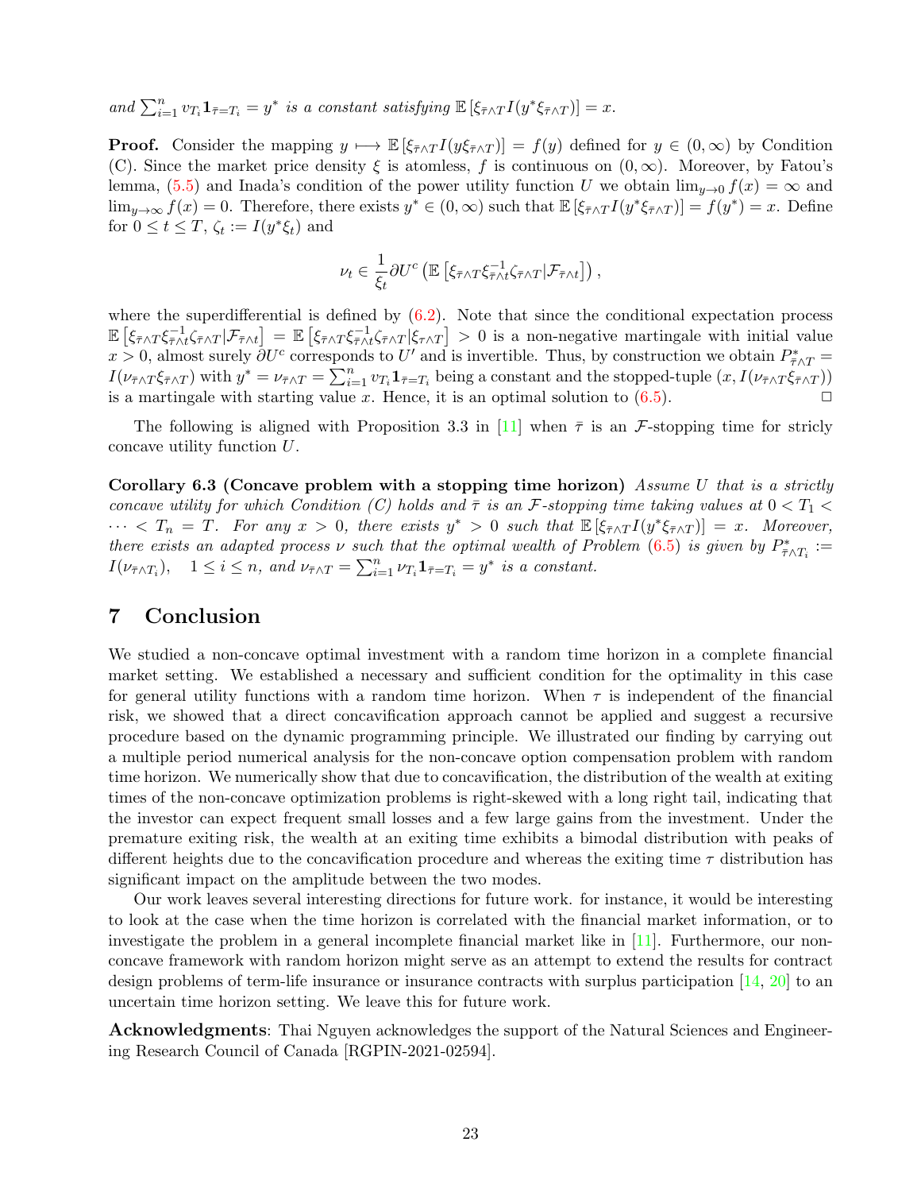*and* $\sum_{i=1}^n v_{T_i} \mathbf{1}_{\bar\tau = T_i} = y^*$ *is a constant satisfying* $\mathbb{E}\left[\xi_{\bar\tau\wedge T} I(y^* \xi_{\bar\tau\wedge T})\right] = x$.

**Proof.** Consider the mapping $y \longmapsto \mathbb{E}\left[\xi_{\bar\tau\wedge T} I(y \xi_{\bar\tau\wedge T})\right] = f(y)$ defined for $y \in (0,\infty)$ by Condition (C). Since the market price density $\xi$ is atomless, $f$ is continuous on $(0,\infty)$. Moreover, by Fatou's lemma, (5.5) and Inada's condition of the power utility function $U$ we obtain $\lim_{y\to 0} f(x) = \infty$ and $\lim_{y\to\infty} f(x) = 0$. Therefore, there exists $y^* \in (0,\infty)$ such that $\mathbb{E}\left[\xi_{\bar\tau\wedge T} I(y^* \xi_{\bar\tau\wedge T})\right] = f(y^*) = x$. Define for $0 \le t \le T$, $\zeta_t := I(y^* \xi_t)$ and

$$\nu_t \in \frac{1}{\xi_t} \partial U^c \left( \mathbb{E}\left[\xi_{\bar\tau\wedge T} \xi^{-1}_{\bar\tau\wedge t} \zeta_{\bar\tau\wedge T} | \mathcal{F}_{\bar\tau\wedge t}\right]\right),$$

where the superdifferential is defined by (6.2). Note that since the conditional expectation process $\mathbb{E}\left[\xi_{\bar\tau\wedge T} \xi^{-1}_{\bar\tau\wedge t} \zeta_{\bar\tau\wedge T} | \mathcal{F}_{\bar\tau\wedge t}\right] = \mathbb{E}\left[\xi_{\bar\tau\wedge T} \xi^{-1}_{\bar\tau\wedge t} \zeta_{\bar\tau\wedge T} | \xi_{\tau\wedge T}\right] > 0$ is a non-negative martingale with initial value $x > 0$, almost surely $\partial U^c$ corresponds to $U'$ and is invertible. Thus, by construction we obtain $P^*_{\bar\tau\wedge T} = I(\nu_{\bar\tau\wedge T} \xi_{\bar\tau\wedge T})$ with $y^* = \nu_{\bar\tau\wedge T} = \sum_{i=1}^n v_{T_i} \mathbf{1}_{\bar\tau = T_i}$ being a constant and the stopped-tuple $(x, I(\nu_{\bar\tau\wedge T} \xi_{\bar\tau\wedge T}))$ is a martingale with starting value $x$. Hence, it is an optimal solution to (6.5). $\square$

The following is aligned with Proposition 3.3 in [11] when $\bar\tau$ is an $\mathcal{F}$-stopping time for stricly concave utility function $U$.

**Corollary 6.3 (Concave problem with a stopping time horizon)** *Assume $U$ that is a strictly concave utility for which Condition (C) holds and $\bar\tau$ is an $\mathcal{F}$-stopping time taking values at $0 < T_1 < \cdots < T_n = T$. For any $x > 0$, there exists $y^* > 0$ such that $\mathbb{E}\left[\xi_{\bar\tau\wedge T} I(y^* \xi_{\bar\tau\wedge T})\right] = x$. Moreover, there exists an adapted process $\nu$ such that the optimal wealth of Problem (6.5) is given by $P^*_{\bar\tau\wedge T_i} := I(\nu_{\bar\tau\wedge T_i})$, $\quad 1 \le i \le n$, and $\nu_{\bar\tau\wedge T} = \sum_{i=1}^n \nu_{T_i} \mathbf{1}_{\bar\tau = T_i} = y^*$ is a constant.*

# 7 Conclusion

We studied a non-concave optimal investment with a random time horizon in a complete financial market setting. We established a necessary and sufficient condition for the optimality in this case for general utility functions with a random time horizon. When $\tau$ is independent of the financial risk, we showed that a direct concavification approach cannot be applied and suggest a recursive procedure based on the dynamic programming principle. We illustrated our finding by carrying out a multiple period numerical analysis for the non-concave option compensation problem with random time horizon. We numerically show that due to concavification, the distribution of the wealth at exiting times of the non-concave optimization problems is right-skewed with a long right tail, indicating that the investor can expect frequent small losses and a few large gains from the investment. Under the premature exiting risk, the wealth at an exiting time exhibits a bimodal distribution with peaks of different heights due to the concavification procedure and whereas the exiting time $\tau$ distribution has significant impact on the amplitude between the two modes.

Our work leaves several interesting directions for future work. for instance, it would be interesting to look at the case when the time horizon is correlated with the financial market information, or to investigate the problem in a general incomplete financial market like in [11]. Furthermore, our non-concave framework with random horizon might serve as an attempt to extend the results for contract design problems of term-life insurance or insurance contracts with surplus participation [14, 20] to an uncertain time horizon setting. We leave this for future work.

**Acknowledgments**: Thai Nguyen acknowledges the support of the Natural Sciences and Engineering Research Council of Canada [RGPIN-2021-02594].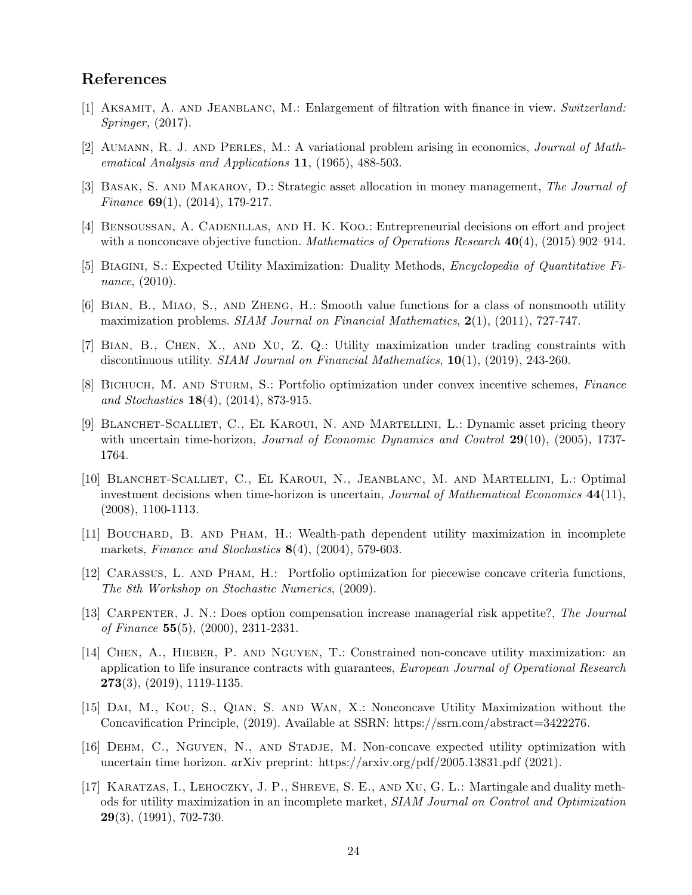## References

[1] Aksamit, A. and Jeanblanc, M.: Enlargement of filtration with finance in view. *Switzerland: Springer,* (2017).

[2] Aumann, R. J. and Perles, M.: A variational problem arising in economics, *Journal of Mathematical Analysis and Applications* **11**, (1965), 488-503.

[3] Basak, S. and Makarov, D.: Strategic asset allocation in money management, *The Journal of Finance* **69**(1), (2014), 179-217.

[4] Bensoussan, A. Cadenillas, and H. K. Koo.: Entrepreneurial decisions on effort and project with a nonconcave objective function. *Mathematics of Operations Research* **40**(4), (2015) 902–914.

[5] Biagini, S.: Expected Utility Maximization: Duality Methods, *Encyclopedia of Quantitative Finance*, (2010).

[6] Bian, B., Miao, S., and Zheng, H.: Smooth value functions for a class of nonsmooth utility maximization problems. *SIAM Journal on Financial Mathematics*, **2**(1), (2011), 727-747.

[7] Bian, B., Chen, X., and Xu, Z. Q.: Utility maximization under trading constraints with discontinuous utility. *SIAM Journal on Financial Mathematics*, **10**(1), (2019), 243-260.

[8] Bichuch, M. and Sturm, S.: Portfolio optimization under convex incentive schemes, *Finance and Stochastics* **18**(4), (2014), 873-915.

[9] Blanchet-Scalliet, C., El Karoui, N. and Martellini, L.: Dynamic asset pricing theory with uncertain time-horizon, *Journal of Economic Dynamics and Control* **29**(10), (2005), 1737-1764.

[10] Blanchet-Scalliet, C., El Karoui, N., Jeanblanc, M. and Martellini, L.: Optimal investment decisions when time-horizon is uncertain, *Journal of Mathematical Economics* **44**(11), (2008), 1100-1113.

[11] Bouchard, B. and Pham, H.: Wealth-path dependent utility maximization in incomplete markets, *Finance and Stochastics* **8**(4), (2004), 579-603.

[12] Carassus, L. and Pham, H.: Portfolio optimization for piecewise concave criteria functions, *The 8th Workshop on Stochastic Numerics*, (2009).

[13] Carpenter, J. N.: Does option compensation increase managerial risk appetite?, *The Journal of Finance* **55**(5), (2000), 2311-2331.

[14] Chen, A., Hieber, P. and Nguyen, T.: Constrained non-concave utility maximization: an application to life insurance contracts with guarantees, *European Journal of Operational Research* **273**(3), (2019), 1119-1135.

[15] Dai, M., Kou, S., Qian, S. and Wan, X.: Nonconcave Utility Maximization without the Concavification Principle, (2019). Available at SSRN: https://ssrn.com/abstract=3422276.

[16] Dehm, C., Nguyen, N., and Stadje, M. Non-concave expected utility optimization with uncertain time horizon. *a*rXiv preprint: https://arxiv.org/pdf/2005.13831.pdf (2021).

[17] Karatzas, I., Lehoczky, J. P., Shreve, S. E., and Xu, G. L.: Martingale and duality methods for utility maximization in an incomplete market, *SIAM Journal on Control and Optimization* **29**(3), (1991), 702-730.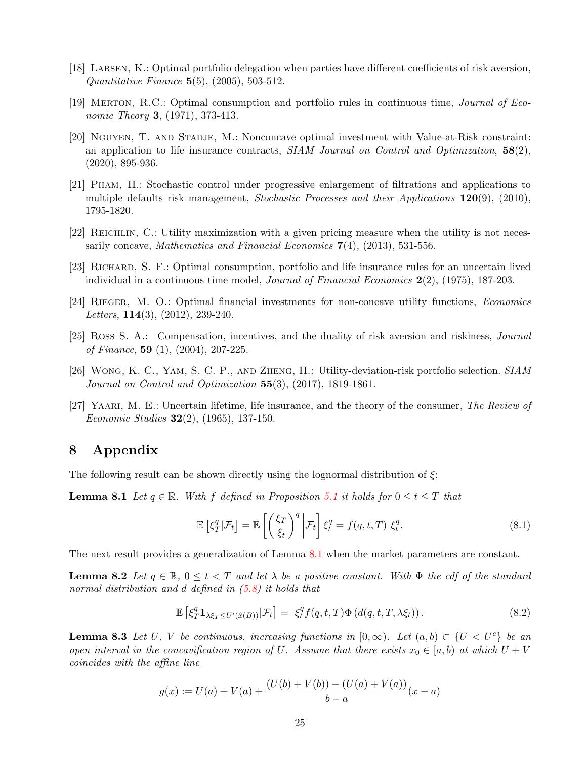[18] Larsen, K.: Optimal portfolio delegation when parties have different coefficients of risk aversion, *Quantitative Finance* **5**(5), (2005), 503-512.

[19] Merton, R.C.: Optimal consumption and portfolio rules in continuous time, *Journal of Economic Theory* **3**, (1971), 373-413.

[20] Nguyen, T. and Stadje, M.: Nonconcave optimal investment with Value-at-Risk constraint: an application to life insurance contracts, *SIAM Journal on Control and Optimization*, **58**(2), (2020), 895-936.

[21] Pham, H.: Stochastic control under progressive enlargement of filtrations and applications to multiple defaults risk management, *Stochastic Processes and their Applications* **120**(9), (2010), 1795-1820.

[22] Reichlin, C.: Utility maximization with a given pricing measure when the utility is not necessarily concave, *Mathematics and Financial Economics* **7**(4), (2013), 531-556.

[23] Richard, S. F.: Optimal consumption, portfolio and life insurance rules for an uncertain lived individual in a continuous time model, *Journal of Financial Economics* **2**(2), (1975), 187-203.

[24] Rieger, M. O.: Optimal financial investments for non-concave utility functions, *Economics Letters*, **114**(3), (2012), 239-240.

[25] Ross S. A.: Compensation, incentives, and the duality of risk aversion and riskiness, *Journal of Finance*, **59** (1), (2004), 207-225.

[26] Wong, K. C., Yam, S. C. P., and Zheng, H.: Utility-deviation-risk portfolio selection. *SIAM Journal on Control and Optimization* **55**(3), (2017), 1819-1861.

[27] Yaari, M. E.: Uncertain lifetime, life insurance, and the theory of the consumer, *The Review of Economic Studies* **32**(2), (1965), 137-150.

# 8 Appendix

The following result can be shown directly using the lognormal distribution of $\xi$:

**Lemma 8.1** *Let $q \in \mathbb{R}$. With $f$ defined in Proposition 5.1 it holds for $0 \le t \le T$ that*

$$\mathbb{E}\left[\xi_T^q|\mathcal{F}_t\right] = \mathbb{E}\left[\left(\frac{\xi_T}{\xi_t}\right)^q \middle| \mathcal{F}_t\right] \xi_t^q = f(q,t,T)\ \xi_t^q. \tag{8.1}$$

The next result provides a generalization of Lemma 8.1 when the market parameters are constant.

**Lemma 8.2** *Let $q \in \mathbb{R}$, $0 \le t < T$ and let $\lambda$ be a positive constant. With $\Phi$ the cdf of the standard normal distribution and $d$ defined in (5.8) it holds that*

$$\mathbb{E}\left[\xi_T^q \mathbf{1}_{\lambda\xi_T \le U'(\hat{x}(B))}|\mathcal{F}_t\right] = \ \xi_t^q f(q,t,T)\Phi\left(d(q,t,T,\lambda\xi_t)\right). \tag{8.2}$$

**Lemma 8.3** *Let $U$, $V$ be continuous, increasing functions in $[0,\infty)$. Let $(a,b) \subset \{U < U^c\}$ be an open interval in the concavification region of $U$. Assume that there exists $x_0 \in [a,b)$ at which $U+V$ coincides with the affine line*

$$g(x) := U(a) + V(a) + \frac{(U(b)+V(b)) - (U(a)+V(a))}{b-a}(x-a)$$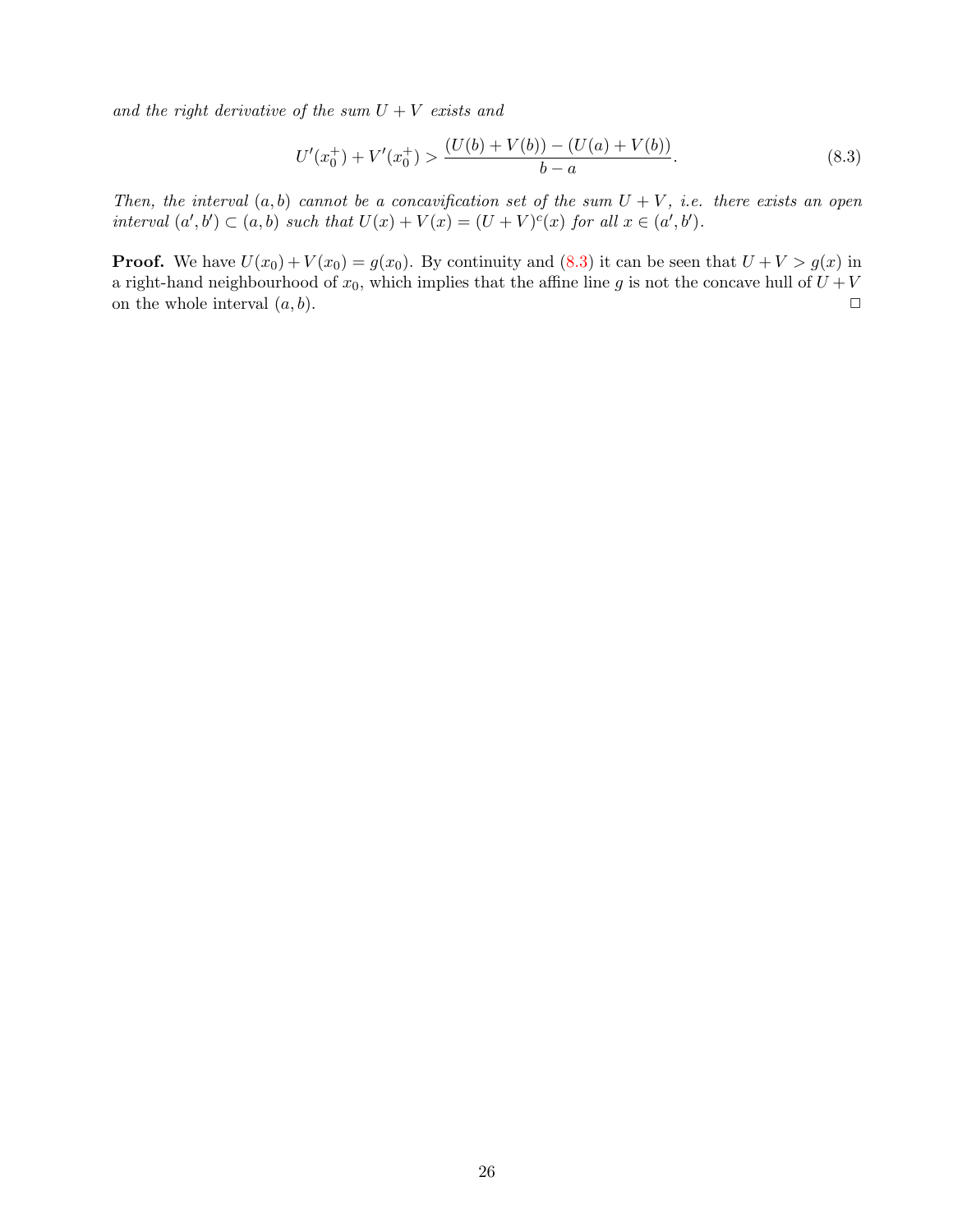*and the right derivative of the sum $U + V$ exists and*

$$U'(x_0^+) + V'(x_0^+) > \frac{(U(b) + V(b)) - (U(a) + V(b))}{b - a}. \tag{8.3}$$

*Then, the interval $(a, b)$ cannot be a concavification set of the sum $U + V$, i.e. there exists an open interval $(a', b') \subset (a, b)$ such that $U(x) + V(x) = (U + V)^c(x)$ for all $x \in (a', b')$.*

**Proof.** We have $U(x_0) + V(x_0) = g(x_0)$. By continuity and (8.3) it can be seen that $U + V > g(x)$ in a right-hand neighbourhood of $x_0$, which implies that the affine line $g$ is not the concave hull of $U + V$ on the whole interval $(a, b)$. □